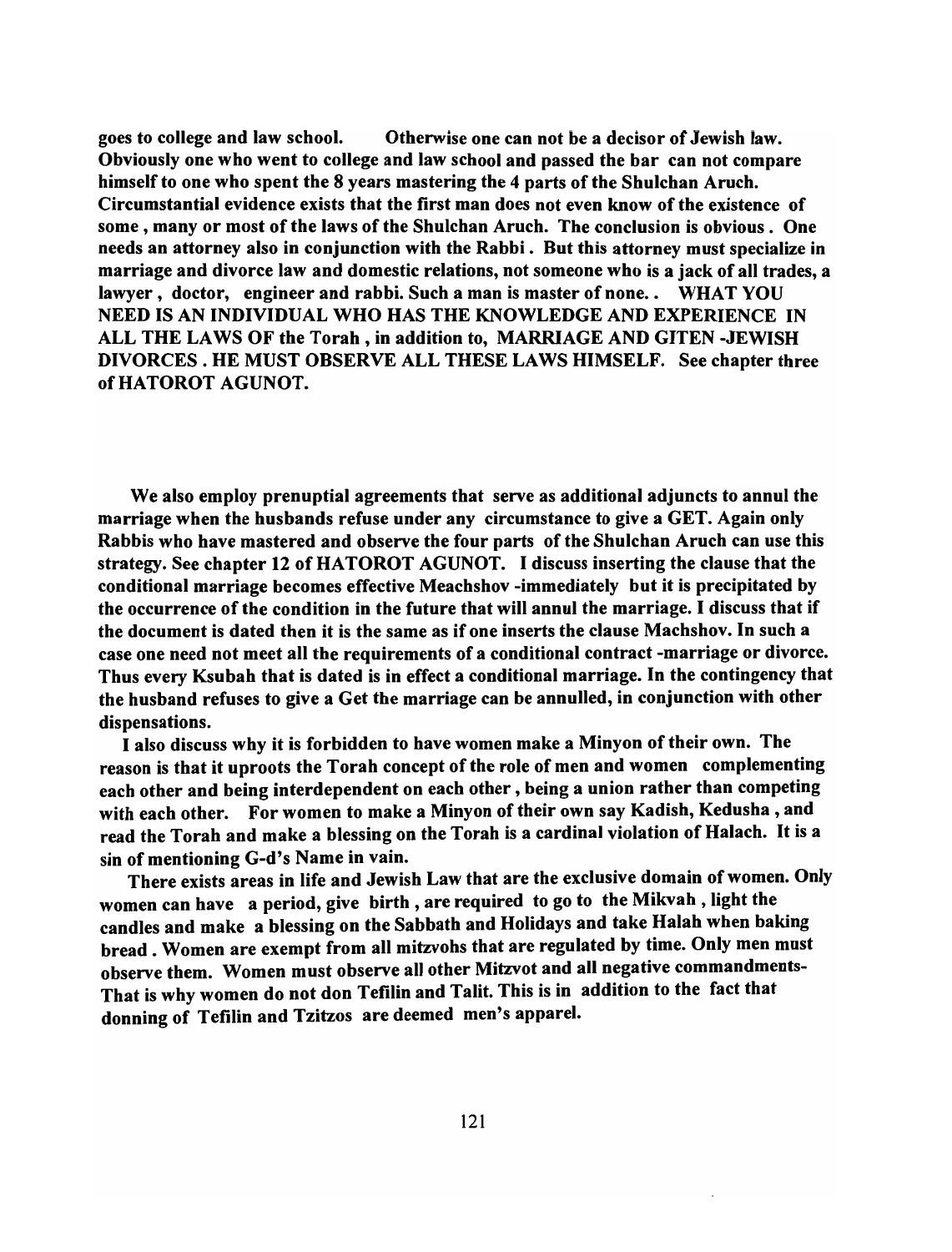**goes to college and law school. Otherwise one can not be a decisor of Jewish law. Obviously one who went to college and law school and passed the bar can not compare himself to one who spent the 8 years mastering the 4 parts of the Shulchan Aruch. Circumstantial evidence exists that the first man does not even know of the existence of some , many or most of the laws of the Shulchan Aruch. The conclusion is obvious . One needs an attorney also in conjunction with the Rabbi . But this attorney must specialize in marriage and divorce law and domestic relations, not someone who is a jack of all trades, a lawyer , doctor, engineer and rabbi. Such a man is master of none. . WHAT YOU NEED IS AN INDIVIDUAL WHO HAS THE KNOWLEDGE AND EXPERIENCE IN ALL THE LAWS OF the Torah , in addition to, MARRIAGE AND GITEN -JEWISH DIVORCES . HE MUST OBSERVE ALL THESE LAWS HIMSELF. See chapter three of HATOROT AGUNOT.**

**We also employ prenuptial agreements that serve as additional adjuncts to annul the marriage when the husbands refuse under any circumstance to give a GET. Again only Rabbis who have mastered and observe the four parts of the Shulchan Aruch can use this strategy. See chapter 12 of HATOROT AGUNOT. I discuss inserting the clause that the conditional marriage becomes effective Meachshov -immediately but it is precipitated by the occurrence of the condition in the future that will annul the marriage. I discuss that if the document is dated then it is the same as if one inserts the clause Machshov. In such a case one need not meet all the requirements of a conditional contract -marriage or divorce. Thus every Ksubah that is dated is in effect a conditional marriage. In the contingency that the husband refuses to give a Get the marriage can be annulled, in conjunction with other dispensations.**

**I also discuss why it is forbidden to have women make a Minyon of their own. The reason is that it uproots the Torah concept of the role of men and women complementing each other and being interdependent on each other , being a union rather than competing with each other. For women to make a Minyon of their own say Kadish, Kedusha , and read the Torah and make a blessing on the Torah is a cardinal violation of Halach. It is a sin of mentioning G-d's Name in vain.**

**There exists areas in life and Jewish Law that are the exclusive domain of women. Only women can have a period, give birth , are required to go to the Mikvah , light the candles and make a blessing on the Sabbath and Holidays and take Halah when baking bread . Women are exempt from all mitzvohs that are regulated by time. Only men must observe them. Women must observe all other Mitzvot and all negative commandments- That is why women do not don Tefilin and Talit. This is in addition to the fact that donning of Tefilin and Tzitzos are deemed men's apparel.**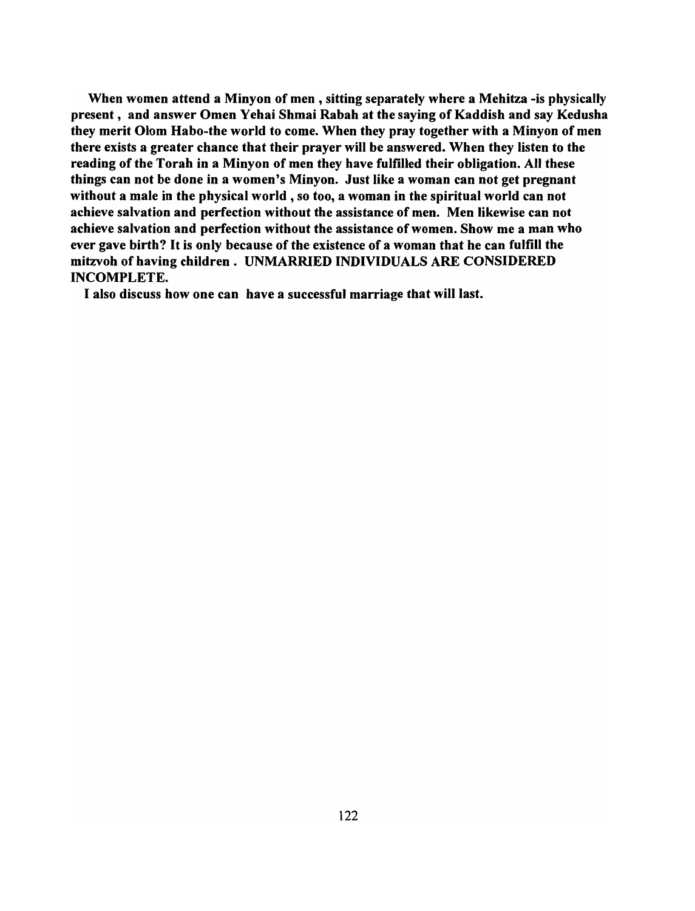**When women attend a Minyon of men , sitting separately where a Mehitza -is physically present , and answer Omen Yehai Shmai Rabah at the saying of Kaddish and say Kedusha they merit Olom Habo-the world to come. When they pray together with a Minyon of men there exists a greater chance that their prayer will be answered. When they listen to the reading of the Torah in a Minyon of men they have fulfilled their obligation. All these things can not be done in a women's Minyon. Just like a woman can not get pregnant without a male in the physical world , so too, a woman in the spiritual world can not achieve salvation and perfection without the assistance of men. Men likewise can not achieve salvation and perfection without the assistance of women. Show me a man who ever gave birth? It is only because of the existence of a woman that he can fulfill the mitzvoh of having children . UNMARRIED INDIVIDUALS ARE CONSIDERED INCOMPLETE.**

**I also discuss how one can have a successful marriage that will last.**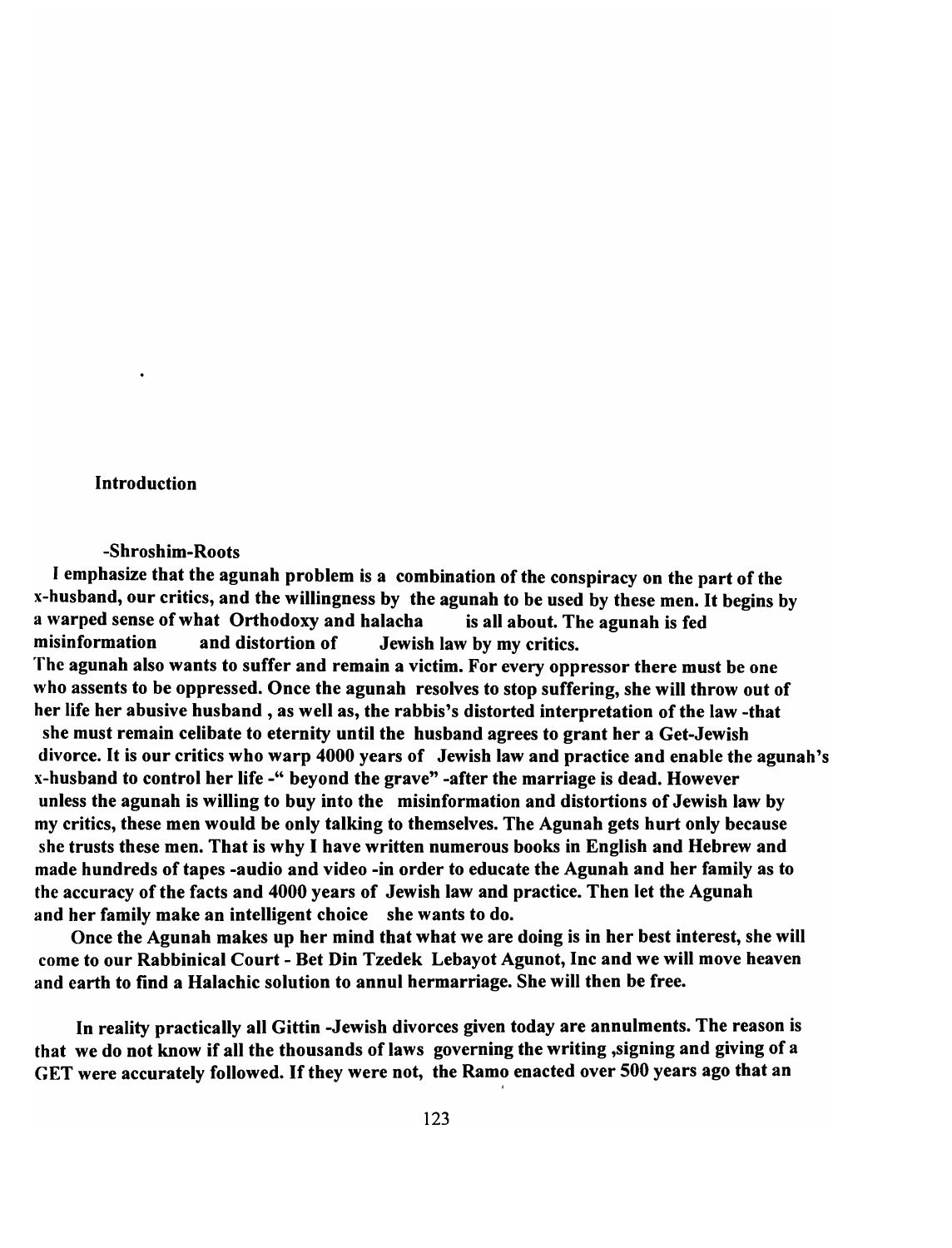## Introduction

### -Shroshim-Roots

I emphasize that the agunah problem is a combination of the conspiracy on the part of the x-husband, our critics, and the willingness by the agunah to be used by these men. It begins by a warped sense of what Orthodoxy and halacha is all about. The agunah is fed misinformation and distortion of Jewish law by my critics.
The agunah also wants to suffer and remain a victim. For every oppressor there must be one who assents to be oppressed. Once the agunah resolves to stop suffering, she will throw out of her life her abusive husband , as well as, the rabbis's distorted interpretation of the law -that she must remain celibate to eternity until the husband agrees to grant her a Get-Jewish divorce. It is our critics who warp 4000 years of Jewish law and practice and enable the agunah's x-husband to control her life -" beyond the grave" -after the marriage is dead. However unless the agunah is willing to buy into the misinformation and distortions of Jewish law by my critics, these men would be only talking to themselves. The Agunah gets hurt only because she trusts these men. That is why I have written numerous books in English and Hebrew and made hundreds of tapes -audio and video -in order to educate the Agunah and her family as to the accuracy of the facts and 4000 years of Jewish law and practice. Then let the Agunah and her family make an intelligent choice she wants to do.

Once the Agunah makes up her mind that what we are doing is in her best interest, she will come to our Rabbinical Court - Bet Din Tzedek Lebayot Agunot, Inc and we will move heaven and earth to find a Halachic solution to annul hermarriage. She will then be free.

In reality practically all Gittin -Jewish divorces given today are annulments. The reason is that we do not know if all the thousands of laws governing the writing ,signing and giving of a GET were accurately followed. If they were not, the Ramo enacted over 500 years ago that an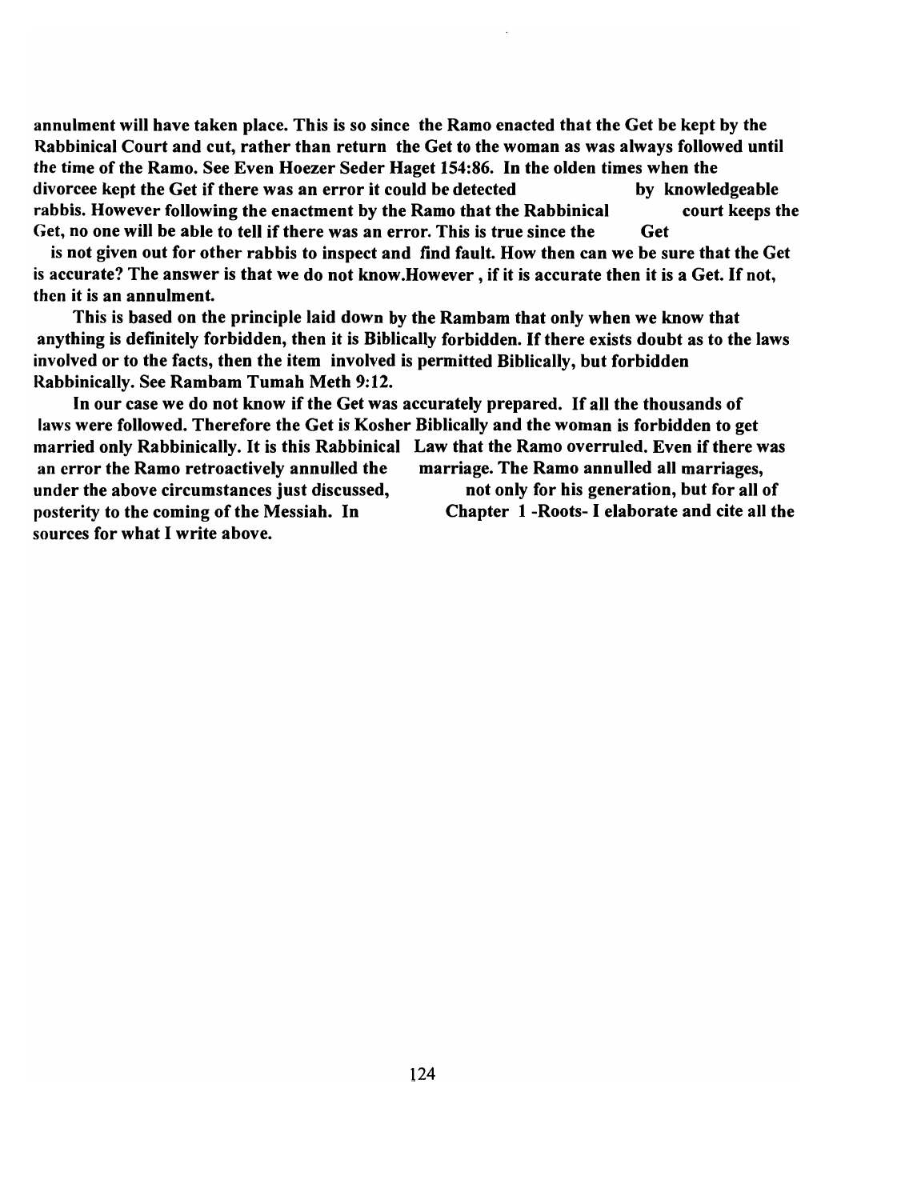**annulment will have taken place. This is so since the Ramo enacted that the Get be kept by the Rabbinical Court and cut, rather than return the Get to the woman as was always followed until the time of the Ramo. See Even Hoezer Seder Haget 154:86. In the olden times when the divorcee kept the Get if there was an error it could be detected by knowledgeable rabbis. However following the enactment by the Ramo that the Rabbinical court keeps the Get, no one will be able to tell if there was an error. This is true since the Get is not given out for other rabbis to inspect and find fault. How then can we be sure that the Get is accurate? The answer is that we do not know.However , if it is accurate then it is a Get. If not, then it is an annulment.**

**This is based on the principle laid down by the Rambam that only when we know that anything is definitely forbidden, then it is Biblically forbidden. If there exists doubt as to the laws involved or to the facts, then the item involved is permitted Biblically, but forbidden Rabbinically. See Rambam Tumah Meth 9:12.**

**In our case we do not know if the Get was accurately prepared. If all the thousands of laws were followed. Therefore the Get is Kosher Biblically and the woman is forbidden to get married only Rabbinically. It is this Rabbinical Law that the Ramo overruled. Even if there was an error the Ramo retroactively annulled the marriage. The Ramo annulled all marriages, under the above circumstances just discussed, not only for his generation, but for all of posterity to the coming of the Messiah. In Chapter 1 -Roots- I elaborate and cite all the sources for what I write above.**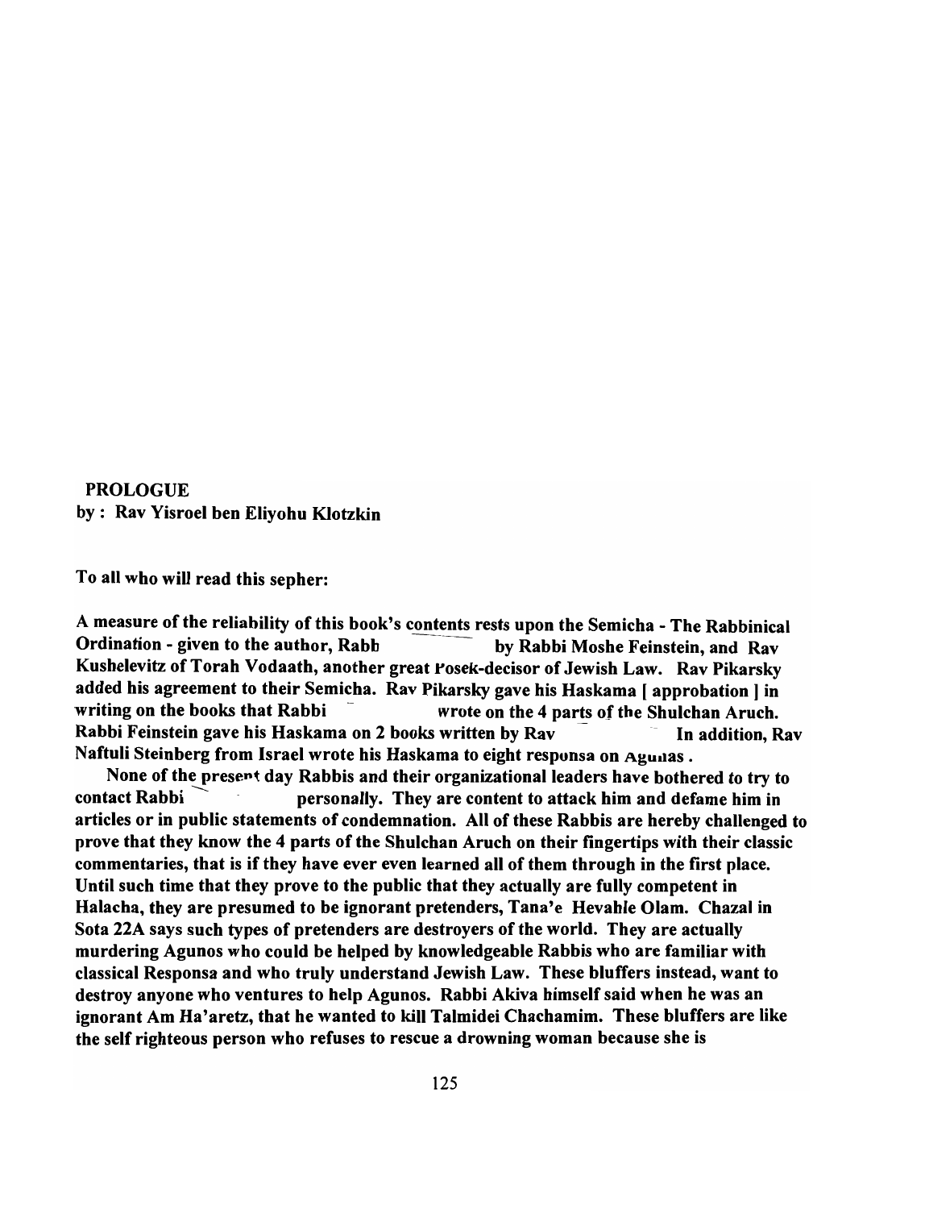**PROLOGUE**
**by : Rav Yisroel ben Eliyohu Klotzkin**

**To all who will read this sepher:**

**A measure of the reliability of this book's contents rests upon the Semicha - The Rabbinical Ordination - given to the author, Rabb by Rabbi Moshe Feinstein, and Rav Kushelevitz of Torah Vodaath, another great Posek-decisor of Jewish Law. Rav Pikarsky added his agreement to their Semicha. Rav Pikarsky gave his Haskama [ approbation ] in writing on the books that Rabbi wrote on the 4 parts of the Shulchan Aruch. Rabbi Feinstein gave his Haskama on 2 books written by Rav In addition, Rav Naftuli Steinberg from Israel wrote his Haskama to eight responsa on Agunas.**

**None of the present day Rabbis and their organizational leaders have bothered to try to contact Rabbi personally. They are content to attack him and defame him in articles or in public statements of condemnation. All of these Rabbis are hereby challenged to prove that they know the 4 parts of the Shulchan Aruch on their fingertips with their classic commentaries, that is if they have ever even learned all of them through in the first place. Until such time that they prove to the public that they actually are fully competent in Halacha, they are presumed to be ignorant pretenders, Tana'e Hevahle Olam. Chazal in Sota 22A says such types of pretenders are destroyers of the world. They are actually murdering Agunos who could be helped by knowledgeable Rabbis who are familiar with classical Responsa and who truly understand Jewish Law. These bluffers instead, want to destroy anyone who ventures to help Agunos. Rabbi Akiva himself said when he was an ignorant Am Ha'aretz, that he wanted to kill Talmidei Chachamim. These bluffers are like the self righteous person who refuses to rescue a drowning woman because she is**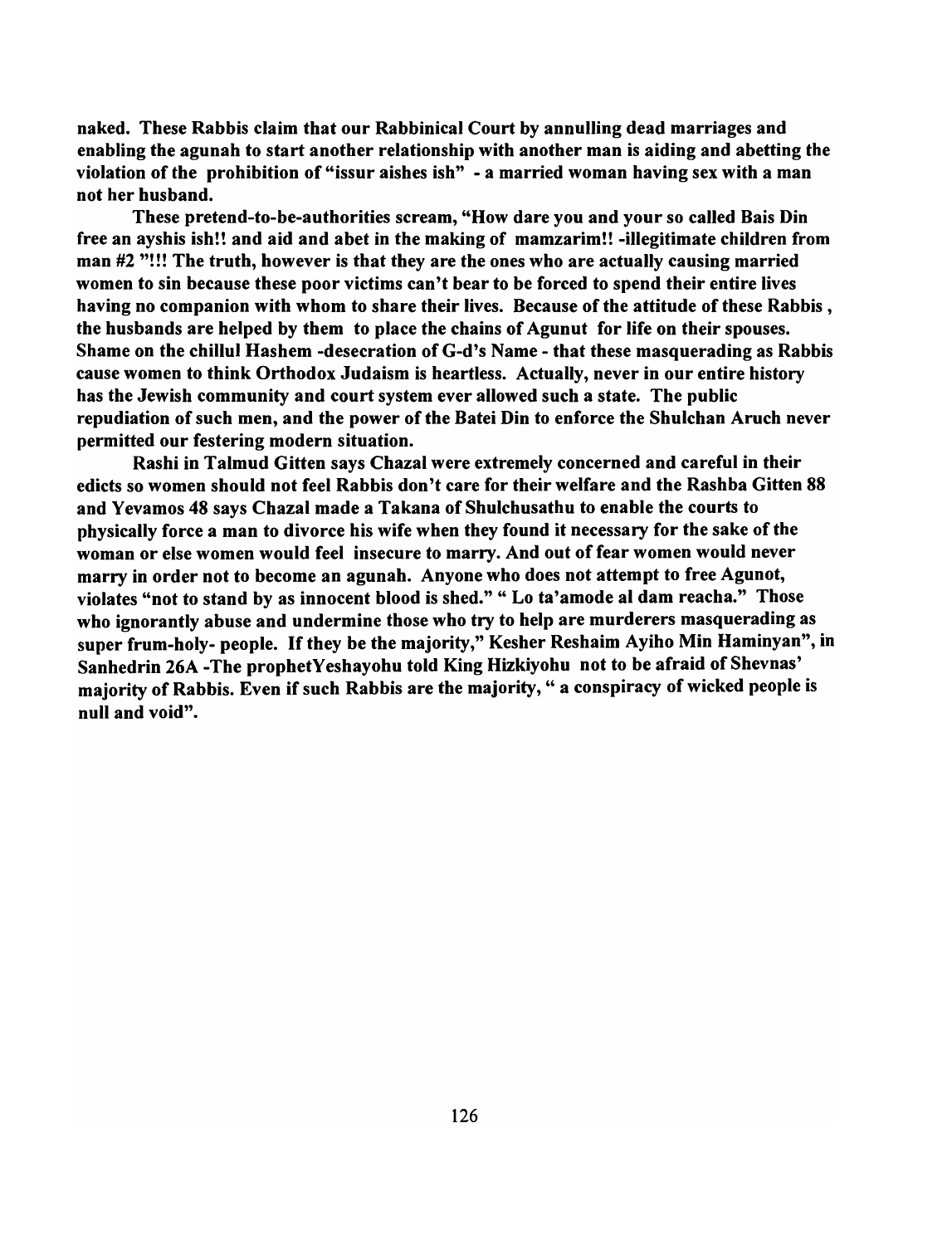**naked. These Rabbis claim that our Rabbinical Court by annulling dead marriages and enabling the agunah to start another relationship with another man is aiding and abetting the violation of the prohibition of "issur aishes ish" - a married woman having sex with a man not her husband.**

**These pretend-to-be-authorities scream, "How dare you and your so called Bais Din free an ayshis ish!! and aid and abet in the making of mamzarim!! -illegitimate children from man #2 "!!! The truth, however is that they are the ones who are actually causing married women to sin because these poor victims can't bear to be forced to spend their entire lives having no companion with whom to share their lives. Because of the attitude of these Rabbis , the husbands are helped by them to place the chains of Agunut for life on their spouses. Shame on the chillul Hashem -desecration of G-d's Name - that these masquerading as Rabbis cause women to think Orthodox Judaism is heartless. Actually, never in our entire history has the Jewish community and court system ever allowed such a state. The public repudiation of such men, and the power of the Batei Din to enforce the Shulchan Aruch never permitted our festering modern situation.**

**Rashi in Talmud Gitten says Chazal were extremely concerned and careful in their edicts so women should not feel Rabbis don't care for their welfare and the Rashba Gitten 88 and Yevamos 48 says Chazal made a Takana of Shulchusathu to enable the courts to physically force a man to divorce his wife when they found it necessary for the sake of the woman or else women would feel insecure to marry. And out of fear women would never marry in order not to become an agunah. Anyone who does not attempt to free Agunot, violates "not to stand by as innocent blood is shed." " Lo ta'amode al dam reacha." Those who ignorantly abuse and undermine those who try to help are murderers masquerading as super frum-holy- people. If they be the majority," Kesher Reshaim Ayiho Min Haminyan", in Sanhedrin 26A -The prophetYeshayohu told King Hizkiyohu not to be afraid of Shevnas' majority of Rabbis. Even if such Rabbis are the majority, " a conspiracy of wicked people is null and void".**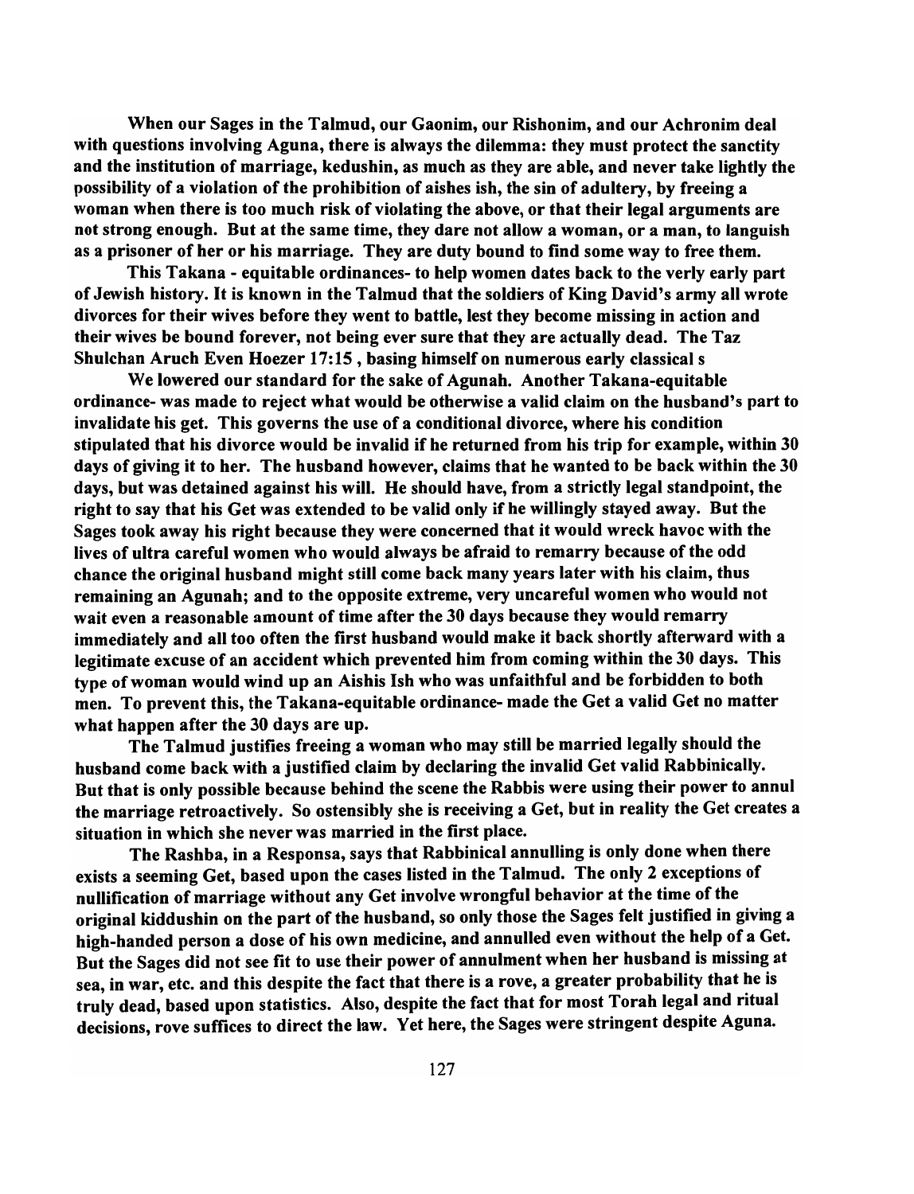When our Sages in the Talmud, our Gaonim, our Rishonim, and our Achronim deal with questions involving Aguna, there is always the dilemma: they must protect the sanctity and the institution of marriage, kedushin, as much as they are able, and never take lightly the possibility of a violation of the prohibition of aishes ish, the sin of adultery, by freeing a woman when there is too much risk of violating the above, or that their legal arguments are not strong enough. But at the same time, they dare not allow a woman, or a man, to languish as a prisoner of her or his marriage. They are duty bound to find some way to free them.

This Takana - equitable ordinances- to help women dates back to the verly early part of Jewish history. It is known in the Talmud that the soldiers of King David's army all wrote divorces for their wives before they went to battle, lest they become missing in action and their wives be bound forever, not being ever sure that they are actually dead. The Taz Shulchan Aruch Even Hoezer 17:15 , basing himself on numerous early classical s

We lowered our standard for the sake of Agunah. Another Takana-equitable ordinance- was made to reject what would be otherwise a valid claim on the husband's part to invalidate his get. This governs the use of a conditional divorce, where his condition stipulated that his divorce would be invalid if he returned from his trip for example, within 30 days of giving it to her. The husband however, claims that he wanted to be back within the 30 days, but was detained against his will. He should have, from a strictly legal standpoint, the right to say that his Get was extended to be valid only if he willingly stayed away. But the Sages took away his right because they were concerned that it would wreck havoc with the lives of ultra careful women who would always be afraid to remarry because of the odd chance the original husband might still come back many years later with his claim, thus remaining an Agunah; and to the opposite extreme, very uncareful women who would not wait even a reasonable amount of time after the 30 days because they would remarry immediately and all too often the first husband would make it back shortly afterward with a legitimate excuse of an accident which prevented him from coming within the 30 days. This type of woman would wind up an Aishis Ish who was unfaithful and be forbidden to both men. To prevent this, the Takana-equitable ordinance- made the Get a valid Get no matter what happen after the 30 days are up.

The Talmud justifies freeing a woman who may still be married legally should the husband come back with a justified claim by declaring the invalid Get valid Rabbinically. But that is only possible because behind the scene the Rabbis were using their power to annul the marriage retroactively. So ostensibly she is receiving a Get, but in reality the Get creates a situation in which she never was married in the first place.

The Rashba, in a Responsa, says that Rabbinical annulling is only done when there exists a seeming Get, based upon the cases listed in the Talmud. The only 2 exceptions of nullification of marriage without any Get involve wrongful behavior at the time of the original kiddushin on the part of the husband, so only those the Sages felt justified in giving a high-handed person a dose of his own medicine, and annulled even without the help of a Get. But the Sages did not see fit to use their power of annulment when her husband is missing at sea, in war, etc. and this despite the fact that there is a rove, a greater probability that he is truly dead, based upon statistics. Also, despite the fact that for most Torah legal and ritual decisions, rove suffices to direct the law. Yet here, the Sages were stringent despite Aguna.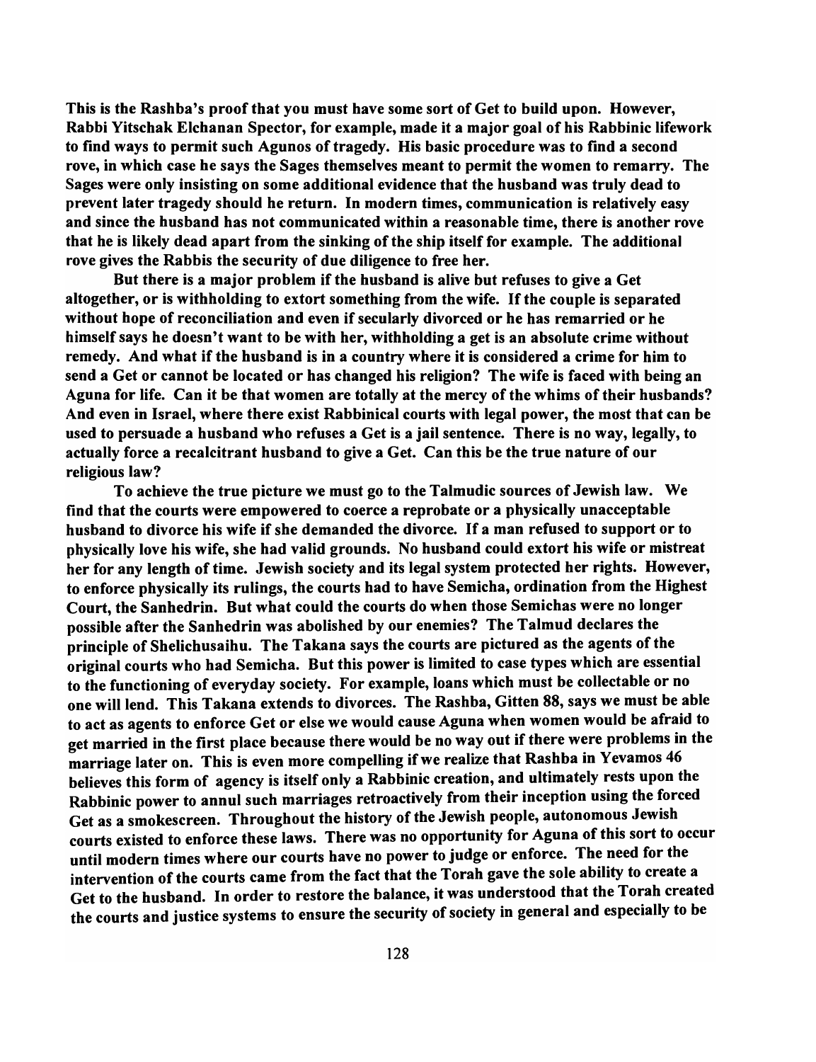This is the Rashba's proof that you must have some sort of Get to build upon. However, Rabbi Yitschak Elchanan Spector, for example, made it a major goal of his Rabbinic lifework to find ways to permit such Agunos of tragedy. His basic procedure was to find a second rove, in which case he says the Sages themselves meant to permit the women to remarry. The Sages were only insisting on some additional evidence that the husband was truly dead to prevent later tragedy should he return. In modern times, communication is relatively easy and since the husband has not communicated within a reasonable time, there is another rove that he is likely dead apart from the sinking of the ship itself for example. The additional rove gives the Rabbis the security of due diligence to free her.

But there is a major problem if the husband is alive but refuses to give a Get altogether, or is withholding to extort something from the wife. If the couple is separated without hope of reconciliation and even if secularly divorced or he has remarried or he himself says he doesn't want to be with her, withholding a get is an absolute crime without remedy. And what if the husband is in a country where it is considered a crime for him to send a Get or cannot be located or has changed his religion? The wife is faced with being an Aguna for life. Can it be that women are totally at the mercy of the whims of their husbands? And even in Israel, where there exist Rabbinical courts with legal power, the most that can be used to persuade a husband who refuses a Get is a jail sentence. There is no way, legally, to actually force a recalcitrant husband to give a Get. Can this be the true nature of our religious law?

To achieve the true picture we must go to the Talmudic sources of Jewish law. We find that the courts were empowered to coerce a reprobate or a physically unacceptable husband to divorce his wife if she demanded the divorce. If a man refused to support or to physically love his wife, she had valid grounds. No husband could extort his wife or mistreat her for any length of time. Jewish society and its legal system protected her rights. However, to enforce physically its rulings, the courts had to have Semicha, ordination from the Highest Court, the Sanhedrin. But what could the courts do when those Semichas were no longer possible after the Sanhedrin was abolished by our enemies? The Talmud declares the principle of Shelichusaihu. The Takana says the courts are pictured as the agents of the original courts who had Semicha. But this power is limited to case types which are essential to the functioning of everyday society. For example, loans which must be collectable or no one will lend. This Takana extends to divorces. The Rashba, Gitten 88, says we must be able to act as agents to enforce Get or else we would cause Aguna when women would be afraid to get married in the first place because there would be no way out if there were problems in the marriage later on. This is even more compelling if we realize that Rashba in Yevamos 46 believes this form of agency is itself only a Rabbinic creation, and ultimately rests upon the Rabbinic power to annul such marriages retroactively from their inception using the forced Get as a smokescreen. Throughout the history of the Jewish people, autonomous Jewish courts existed to enforce these laws. There was no opportunity for Aguna of this sort to occur until modern times where our courts have no power to judge or enforce. The need for the intervention of the courts came from the fact that the Torah gave the sole ability to create a Get to the husband. In order to restore the balance, it was understood that the Torah created the courts and justice systems to ensure the security of society in general and especially to be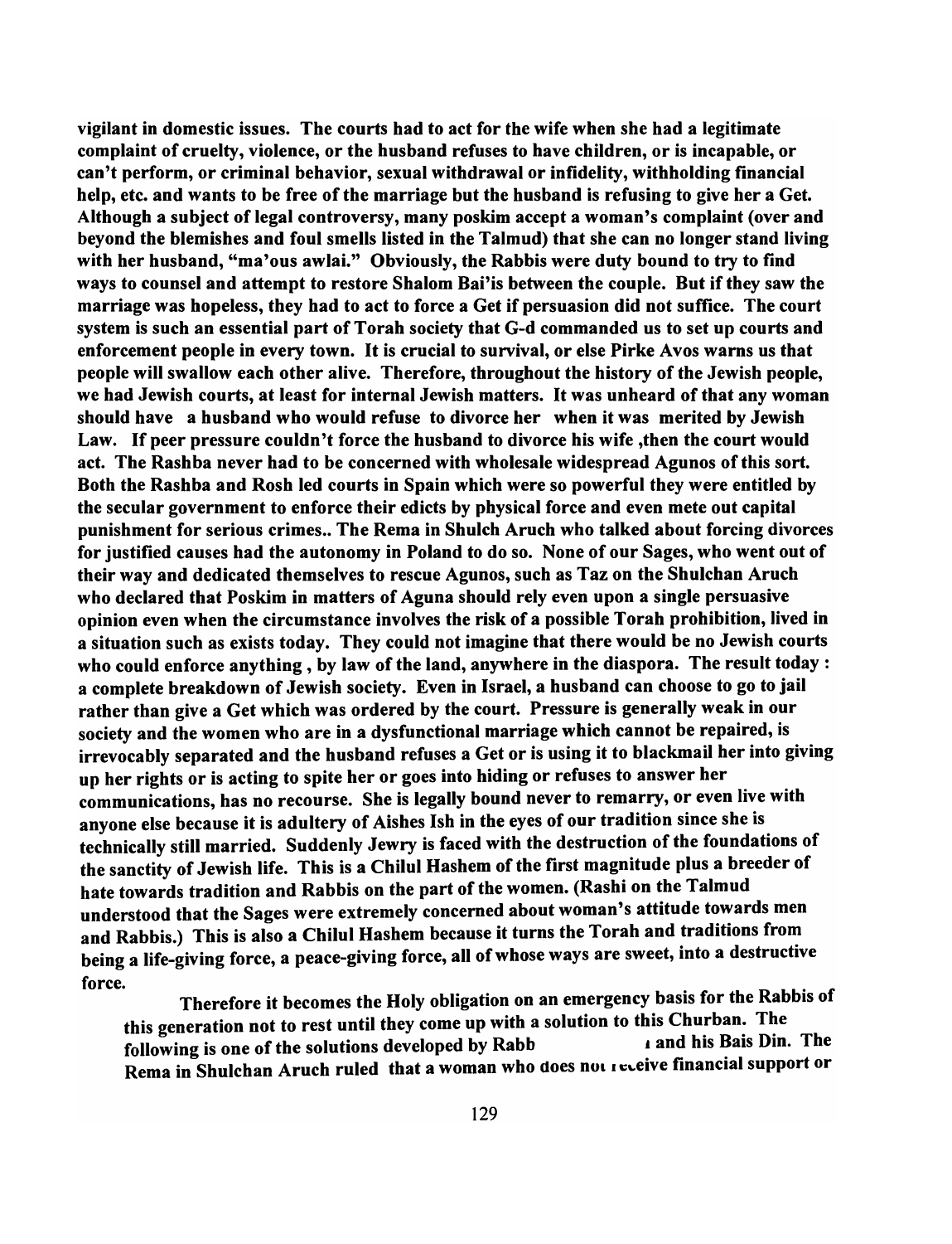**vigilant in domestic issues. The courts had to act for the wife when she had a legitimate complaint of cruelty, violence, or the husband refuses to have children, or is incapable, or can't perform, or criminal behavior, sexual withdrawal or infidelity, withholding financial help, etc. and wants to be free of the marriage but the husband is refusing to give her a Get. Although a subject of legal controversy, many poskim accept a woman's complaint (over and beyond the blemishes and foul smells listed in the Talmud) that she can no longer stand living with her husband, "ma'ous awlai." Obviously, the Rabbis were duty bound to try to find ways to counsel and attempt to restore Shalom Bai'is between the couple. But if they saw the marriage was hopeless, they had to act to force a Get if persuasion did not suffice. The court system is such an essential part of Torah society that G-d commanded us to set up courts and enforcement people in every town. It is crucial to survival, or else Pirke Avos warns us that people will swallow each other alive. Therefore, throughout the history of the Jewish people, we had Jewish courts, at least for internal Jewish matters. It was unheard of that any woman should have a husband who would refuse to divorce her when it was merited by Jewish Law. If peer pressure couldn't force the husband to divorce his wife ,then the court would act. The Rashba never had to be concerned with wholesale widespread Agunos of this sort. Both the Rashba and Rosh led courts in Spain which were so powerful they were entitled by the secular government to enforce their edicts by physical force and even mete out capital punishment for serious crimes.. The Rema in Shulch Aruch who talked about forcing divorces for justified causes had the autonomy in Poland to do so. None of our Sages, who went out of their way and dedicated themselves to rescue Agunos, such as Taz on the Shulchan Aruch who declared that Poskim in matters of Aguna should rely even upon a single persuasive opinion even when the circumstance involves the risk of a possible Torah prohibition, lived in a situation such as exists today. They could not imagine that there would be no Jewish courts who could enforce anything , by law of the land, anywhere in the diaspora. The result today : a complete breakdown of Jewish society. Even in Israel, a husband can choose to go to jail rather than give a Get which was ordered by the court. Pressure is generally weak in our society and the women who are in a dysfunctional marriage which cannot be repaired, is irrevocably separated and the husband refuses a Get or is using it to blackmail her into giving up her rights or is acting to spite her or goes into hiding or refuses to answer her communications, has no recourse. She is legally bound never to remarry, or even live with anyone else because it is adultery of Aishes Ish in the eyes of our tradition since she is technically still married. Suddenly Jewry is faced with the destruction of the foundations of the sanctity of Jewish life. This is a Chilul Hashem of the first magnitude plus a breeder of hate towards tradition and Rabbis on the part of the women. (Rashi on the Talmud understood that the Sages were extremely concerned about woman's attitude towards men and Rabbis.) This is also a Chilul Hashem because it turns the Torah and traditions from being a life-giving force, a peace-giving force, all of whose ways are sweet, into a destructive force.**

**Therefore it becomes the Holy obligation on an emergency basis for the Rabbis of this generation not to rest until they come up with a solution to this Churban. The following is one of the solutions developed by Rabb a and his Bais Din. The Rema in Shulchan Aruch ruled that a woman who does not receive financial support or**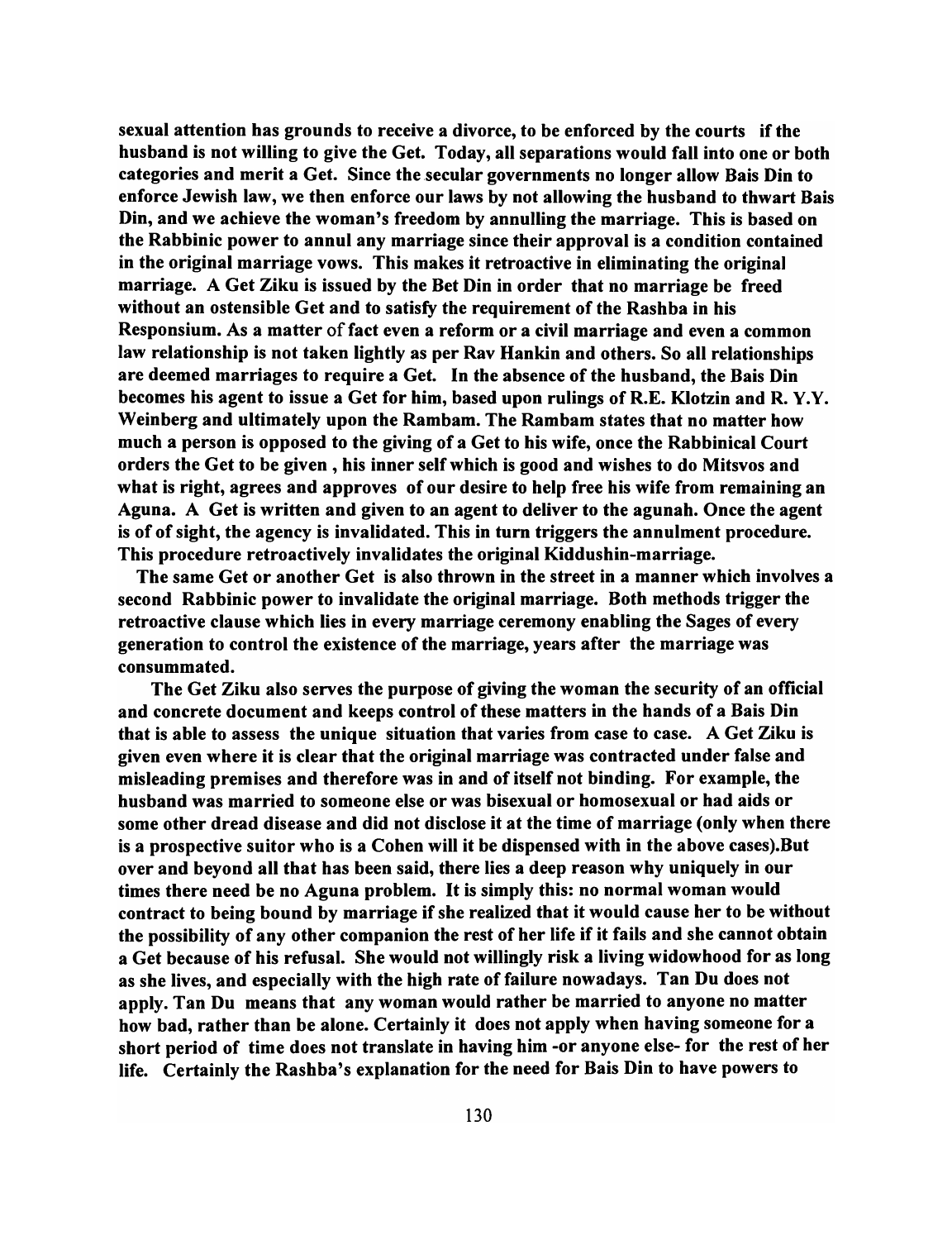sexual attention has grounds to receive a divorce, to be enforced by the courts if the husband is not willing to give the Get. Today, all separations would fall into one or both categories and merit a Get. Since the secular governments no longer allow Bais Din to enforce Jewish law, we then enforce our laws by not allowing the husband to thwart Bais Din, and we achieve the woman's freedom by annulling the marriage. This is based on the Rabbinic power to annul any marriage since their approval is a condition contained in the original marriage vows. This makes it retroactive in eliminating the original marriage. A Get Ziku is issued by the Bet Din in order that no marriage be freed without an ostensible Get and to satisfy the requirement of the Rashba in his Responsium. As a matter of fact even a reform or a civil marriage and even a common law relationship is not taken lightly as per Rav Hankin and others. So all relationships are deemed marriages to require a Get. In the absence of the husband, the Bais Din becomes his agent to issue a Get for him, based upon rulings of R.E. Klotzin and R. Y.Y. Weinberg and ultimately upon the Rambam. The Rambam states that no matter how much a person is opposed to the giving of a Get to his wife, once the Rabbinical Court orders the Get to be given , his inner self which is good and wishes to do Mitsvos and what is right, agrees and approves of our desire to help free his wife from remaining an Aguna. A Get is written and given to an agent to deliver to the agunah. Once the agent is of of sight, the agency is invalidated. This in turn triggers the annulment procedure. This procedure retroactively invalidates the original Kiddushin-marriage.

The same Get or another Get is also thrown in the street in a manner which involves a second Rabbinic power to invalidate the original marriage. Both methods trigger the retroactive clause which lies in every marriage ceremony enabling the Sages of every generation to control the existence of the marriage, years after the marriage was consummated.

The Get Ziku also serves the purpose of giving the woman the security of an official and concrete document and keeps control of these matters in the hands of a Bais Din that is able to assess the unique situation that varies from case to case. A Get Ziku is given even where it is clear that the original marriage was contracted under false and misleading premises and therefore was in and of itself not binding. For example, the husband was married to someone else or was bisexual or homosexual or had aids or some other dread disease and did not disclose it at the time of marriage (only when there is a prospective suitor who is a Cohen will it be dispensed with in the above cases).But over and beyond all that has been said, there lies a deep reason why uniquely in our times there need be no Aguna problem. It is simply this: no normal woman would contract to being bound by marriage if she realized that it would cause her to be without the possibility of any other companion the rest of her life if it fails and she cannot obtain a Get because of his refusal. She would not willingly risk a living widowhood for as long as she lives, and especially with the high rate of failure nowadays. Tan Du does not apply. Tan Du means that any woman would rather be married to anyone no matter how bad, rather than be alone. Certainly it does not apply when having someone for a short period of time does not translate in having him -or anyone else- for the rest of her life. Certainly the Rashba's explanation for the need for Bais Din to have powers to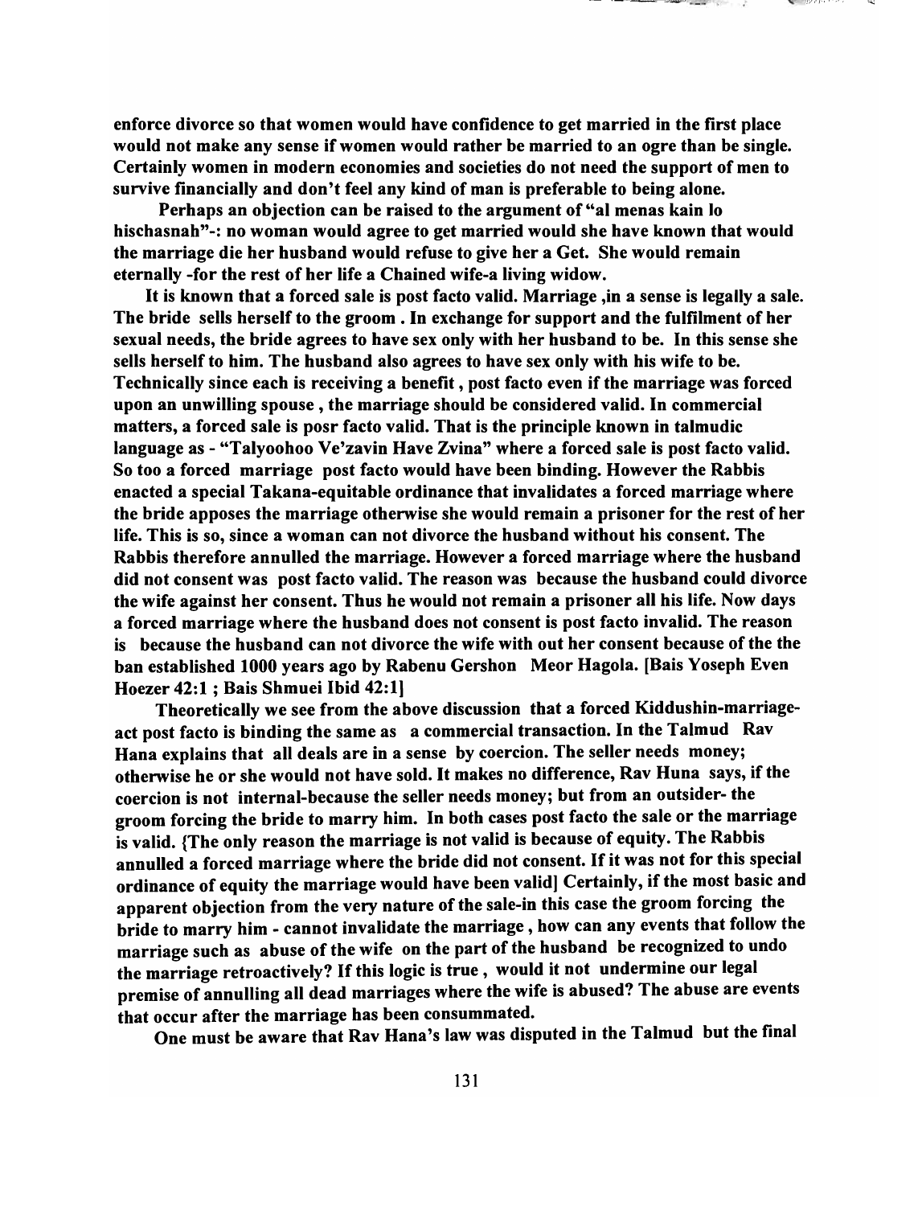**enforce divorce so that women would have confidence to get married in the first place would not make any sense if women would rather be married to an ogre than be single. Certainly women in modern economies and societies do not need the support of men to survive financially and don't feel any kind of man is preferable to being alone.**

**Perhaps an objection can be raised to the argument of "al menas kain lo hischasnah"-: no woman would agree to get married would she have known that would the marriage die her husband would refuse to give her a Get. She would remain eternally -for the rest of her life a Chained wife-a living widow.**

**It is known that a forced sale is post facto valid. Marriage ,in a sense is legally a sale. The bride sells herself to the groom . In exchange for support and the fulfilment of her sexual needs, the bride agrees to have sex only with her husband to be. In this sense she sells herself to him. The husband also agrees to have sex only with his wife to be. Technically since each is receiving a benefit , post facto even if the marriage was forced upon an unwilling spouse , the marriage should be considered valid. In commercial matters, a forced sale is posr facto valid. That is the principle known in talmudic language as - "Talyoohoo Ve'zavin Have Zvina" where a forced sale is post facto valid. So too a forced marriage post facto would have been binding. However the Rabbis enacted a special Takana-equitable ordinance that invalidates a forced marriage where the bride apposes the marriage otherwise she would remain a prisoner for the rest of her life. This is so, since a woman can not divorce the husband without his consent. The Rabbis therefore annulled the marriage. However a forced marriage where the husband did not consent was post facto valid. The reason was because the husband could divorce the wife against her consent. Thus he would not remain a prisoner all his life. Now days a forced marriage where the husband does not consent is post facto invalid. The reason is because the husband can not divorce the wife with out her consent because of the the ban established 1000 years ago by Rabenu Gershon Meor Hagola. [Bais Yoseph Even Hoezer 42:1 ; Bais Shmuei Ibid 42:1]**

**Theoretically we see from the above discussion that a forced Kiddushin-marriage-act post facto is binding the same as a commercial transaction. In the Talmud Rav Hana explains that all deals are in a sense by coercion. The seller needs money; otherwise he or she would not have sold. It makes no difference, Rav Huna says, if the coercion is not internal-because the seller needs money; but from an outsider- the groom forcing the bride to marry him. In both cases post facto the sale or the marriage is valid. {The only reason the marriage is not valid is because of equity. The Rabbis annulled a forced marriage where the bride did not consent. If it was not for this special ordinance of equity the marriage would have been valid] Certainly, if the most basic and apparent objection from the very nature of the sale-in this case the groom forcing the bride to marry him - cannot invalidate the marriage , how can any events that follow the marriage such as abuse of the wife on the part of the husband be recognized to undo the marriage retroactively? If this logic is true , would it not undermine our legal premise of annulling all dead marriages where the wife is abused? The abuse are events that occur after the marriage has been consummated.**

**One must be aware that Rav Hana's law was disputed in the Talmud but the final**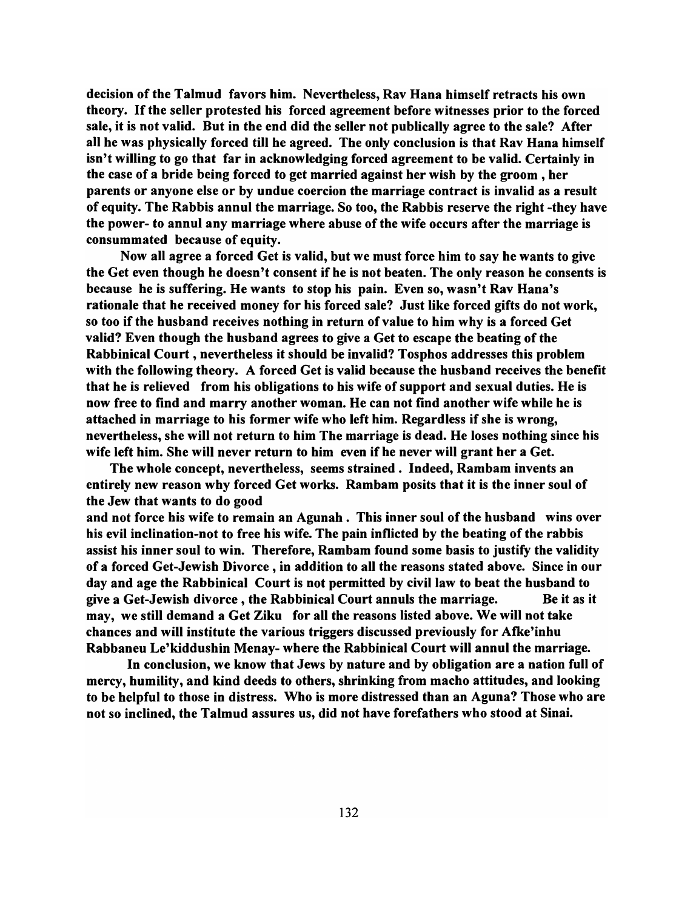**decision of the Talmud favors him. Nevertheless, Rav Hana himself retracts his own theory. If the seller protested his forced agreement before witnesses prior to the forced sale, it is not valid. But in the end did the seller not publically agree to the sale? After all he was physically forced till he agreed. The only conclusion is that Rav Hana himself isn't willing to go that far in acknowledging forced agreement to be valid. Certainly in the case of a bride being forced to get married against her wish by the groom , her parents or anyone else or by undue coercion the marriage contract is invalid as a result of equity. The Rabbis annul the marriage. So too, the Rabbis reserve the right -they have the power- to annul any marriage where abuse of the wife occurs after the marriage is consummated because of equity.**

**Now all agree a forced Get is valid, but we must force him to say he wants to give the Get even though he doesn't consent if he is not beaten. The only reason he consents is because he is suffering. He wants to stop his pain. Even so, wasn't Rav Hana's rationale that he received money for his forced sale? Just like forced gifts do not work, so too if the husband receives nothing in return of value to him why is a forced Get valid? Even though the husband agrees to give a Get to escape the beating of the Rabbinical Court , nevertheless it should be invalid? Tosphos addresses this problem with the following theory. A forced Get is valid because the husband receives the benefit that he is relieved from his obligations to his wife of support and sexual duties. He is now free to find and marry another woman. He can not find another wife while he is attached in marriage to his former wife who left him. Regardless if she is wrong, nevertheless, she will not return to him The marriage is dead. He loses nothing since his wife left him. She will never return to him even if he never will grant her a Get.**

**The whole concept, nevertheless, seems strained . Indeed, Rambam invents an entirely new reason why forced Get works. Rambam posits that it is the inner soul of the Jew that wants to do good and not force his wife to remain an Agunah . This inner soul of the husband wins over his evil inclination-not to free his wife. The pain inflicted by the beating of the rabbis assist his inner soul to win. Therefore, Rambam found some basis to justify the validity of a forced Get-Jewish Divorce , in addition to all the reasons stated above. Since in our day and age the Rabbinical Court is not permitted by civil law to beat the husband to give a Get-Jewish divorce , the Rabbinical Court annuls the marriage. Be it as it may, we still demand a Get Ziku for all the reasons listed above. We will not take chances and will institute the various triggers discussed previously for Afke'inhu Rabbaneu Le'kiddushin Menay- where the Rabbinical Court will annul the marriage.**

**In conclusion, we know that Jews by nature and by obligation are a nation full of mercy, humility, and kind deeds to others, shrinking from macho attitudes, and looking to be helpful to those in distress. Who is more distressed than an Aguna? Those who are not so inclined, the Talmud assures us, did not have forefathers who stood at Sinai.**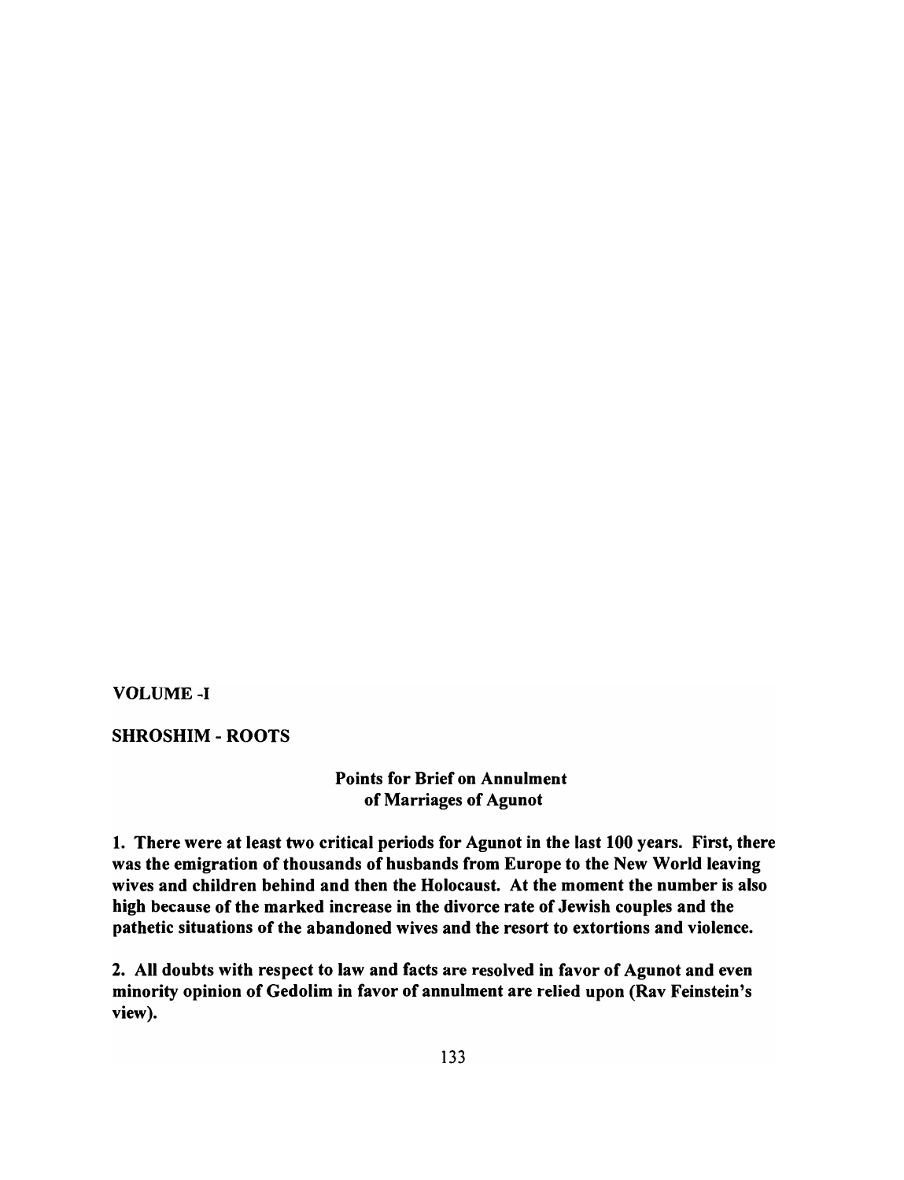VOLUME -I

SHROSHIM - ROOTS

## Points for Brief on Annulment of Marriages of Agunot

**1. There were at least two critical periods for Agunot in the last 100 years. First, there was the emigration of thousands of husbands from Europe to the New World leaving wives and children behind and then the Holocaust. At the moment the number is also high because of the marked increase in the divorce rate of Jewish couples and the pathetic situations of the abandoned wives and the resort to extortions and violence.**

**2. All doubts with respect to law and facts are resolved in favor of Agunot and even minority opinion of Gedolim in favor of annulment are relied upon (Rav Feinstein's view).**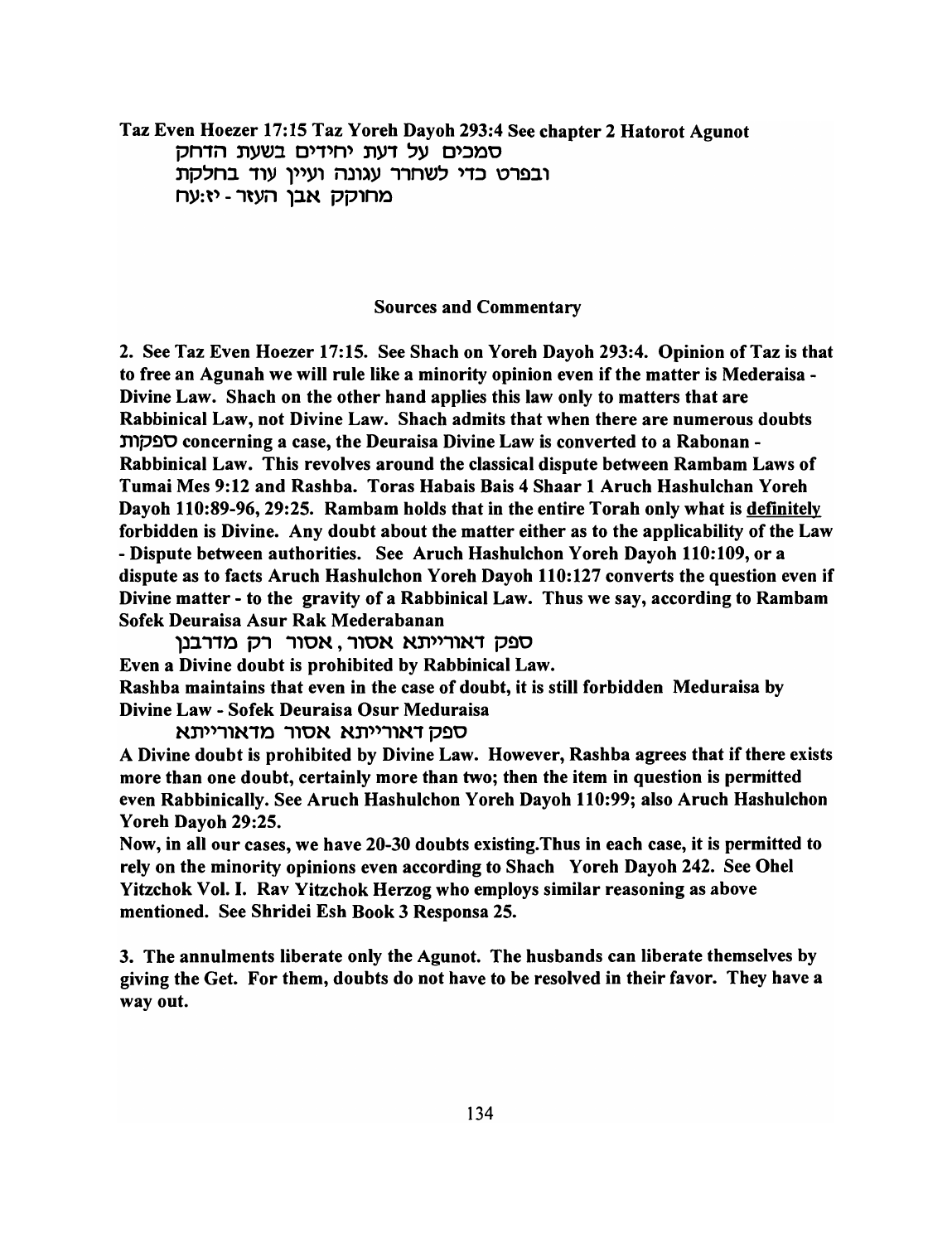**Taz Even Hoezer 17:15 Taz Yoreh Dayoh 293:4 See chapter 2 Hatorot Agunot**

**סמכים על דעת יחידים בשעת הדחק**
**ובפרט כדי לשחרר עגונה ועיין עוד בחלקת**
**מחוקק אבן העזר - יז:עח**

## Sources and Commentary

**2. See Taz Even Hoezer 17:15. See Shach on Yoreh Dayoh 293:4. Opinion of Taz is that to free an Agunah we will rule like a minority opinion even if the matter is Mederaisa - Divine Law. Shach on the other hand applies this law only to matters that are Rabbinical Law, not Divine Law. Shach admits that when there are numerous doubts ספקות concerning a case, the Deuraisa Divine Law is converted to a Rabonan - Rabbinical Law. This revolves around the classical dispute between Rambam Laws of Tumai Mes 9:12 and Rashba. Toras Habais Bais 4 Shaar 1 Aruch Hashulchan Yoreh Dayoh 110:89-96, 29:25. Rambam holds that in the entire Torah only what is <u>definitely</u> forbidden is Divine. Any doubt about the matter either as to the applicability of the Law - Dispute between authorities. See Aruch Hashulchon Yoreh Dayoh 110:109, or a dispute as to facts Aruch Hashulchon Yoreh Dayoh 110:127 converts the question even if Divine matter - to the gravity of a Rabbinical Law. Thus we say, according to Rambam Sofek Deuraisa Asur Rak Mederabanan**

**ספק דאורייתא אסור, אסור רק מדרבנן**

**Even a Divine doubt is prohibited by Rabbinical Law.**

**Rashba maintains that even in the case of doubt, it is still forbidden Meduraisa by Divine Law - Sofek Deuraisa Osur Meduraisa**

**ספק דאורייתא אסור מדאורייתא**

**A Divine doubt is prohibited by Divine Law. However, Rashba agrees that if there exists more than one doubt, certainly more than two; then the item in question is permitted even Rabbinically. See Aruch Hashulchon Yoreh Dayoh 110:99; also Aruch Hashulchon Yoreh Dayoh 29:25.**

**Now, in all our cases, we have 20-30 doubts existing.Thus in each case, it is permitted to rely on the minority opinions even according to Shach Yoreh Dayoh 242. See Ohel Yitzchok Vol. I. Rav Yitzchok Herzog who employs similar reasoning as above mentioned. See Shridei Esh Book 3 Responsa 25.**

**3. The annulments liberate only the Agunot. The husbands can liberate themselves by giving the Get. For them, doubts do not have to be resolved in their favor. They have a way out.**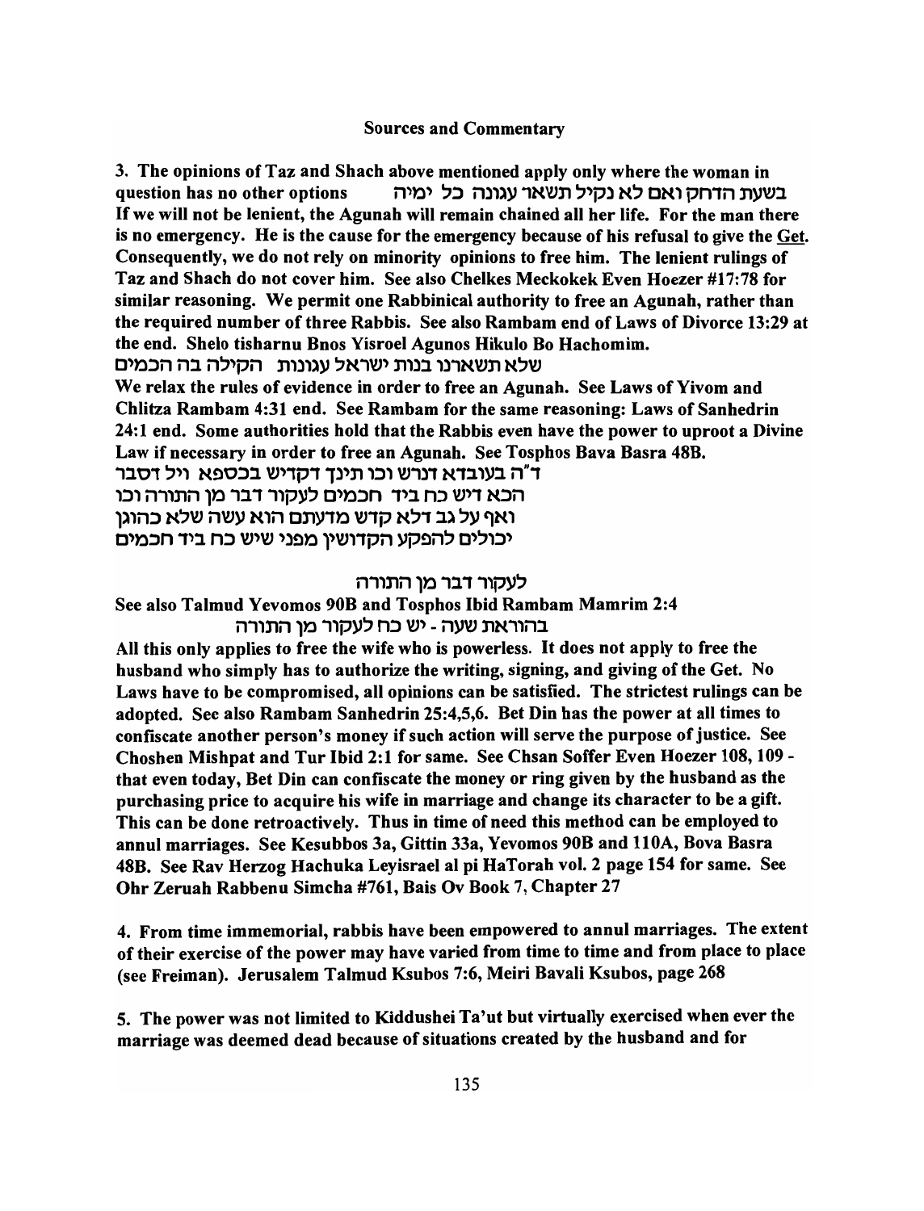## Sources and Commentary

3. The opinions of Taz and Shach above mentioned apply only where the woman in question has no other options בשעת הדחק ואם לא נקיל תשאר עגונה כל ימיה If we will not be lenient, the Agunah will remain chained all her life. For the man there is no emergency. He is the cause for the emergency because of his refusal to give the Get. Consequently, we do not rely on minority opinions to free him. The lenient rulings of Taz and Shach do not cover him. See also Chelkes Meckokek Even Hoezer #17:78 for similar reasoning. We permit one Rabbinical authority to free an Agunah, rather than the required number of three Rabbis. See also Rambam end of Laws of Divorce 13:29 at the end. Shelo tisharnu Bnos Yisroel Agunos Hikulo Bo Hachomim.

שלא תשארנו בנות ישראל עגונות הקילה בה הכמים

We relax the rules of evidence in order to free an Agunah. See Laws of Yivom and Chlitza Rambam 4:31 end. See Rambam for the same reasoning: Laws of Sanhedrin 24:1 end. Some authorities hold that the Rabbis even have the power to uproot a Divine Law if necessary in order to free an Agunah. See Tosphos Bava Basra 48B.

ד"ה בעובדא דנרש וכו תינך דקדיש בכספא ויל דסבר
הכא דיש כח ביד חכמים לעקור דבר מן התורה וכו
ואף על גב דלא קדש מדעתם הוא עשה שלא כהוגן
יכולים להפקע הקדושין מפני שיש כח ביד חכמים

לעקור דבר מן התורה

See also Talmud Yevomos 90B and Tosphos Ibid Rambam Mamrim 2:4

בהוראת שעה - יש כח לעקור מן התורה

All this only applies to free the wife who is powerless. It does not apply to free the husband who simply has to authorize the writing, signing, and giving of the Get. No Laws have to be compromised, all opinions can be satisfied. The strictest rulings can be adopted. See also Rambam Sanhedrin 25:4,5,6. Bet Din has the power at all times to confiscate another person's money if such action will serve the purpose of justice. See Choshen Mishpat and Tur Ibid 2:1 for same. See Chsan Soffer Even Hoezer 108, 109 - that even today, Bet Din can confiscate the money or ring given by the husband as the purchasing price to acquire his wife in marriage and change its character to be a gift. This can be done retroactively. Thus in time of need this method can be employed to annul marriages. See Kesubbos 3a, Gittin 33a, Yevomos 90B and 110A, Bova Basra 48B. See Rav Herzog Hachuka Leyisrael al pi HaTorah vol. 2 page 154 for same. See Ohr Zeruah Rabbenu Simcha #761, Bais Ov Book 7, Chapter 27

4. From time immemorial, rabbis have been empowered to annul marriages. The extent of their exercise of the power may have varied from time to time and from place to place (see Freiman). Jerusalem Talmud Ksubos 7:6, Meiri Bavali Ksubos, page 268

5. The power was not limited to Kiddushei Ta'ut but virtually exercised when ever the marriage was deemed dead because of situations created by the husband and for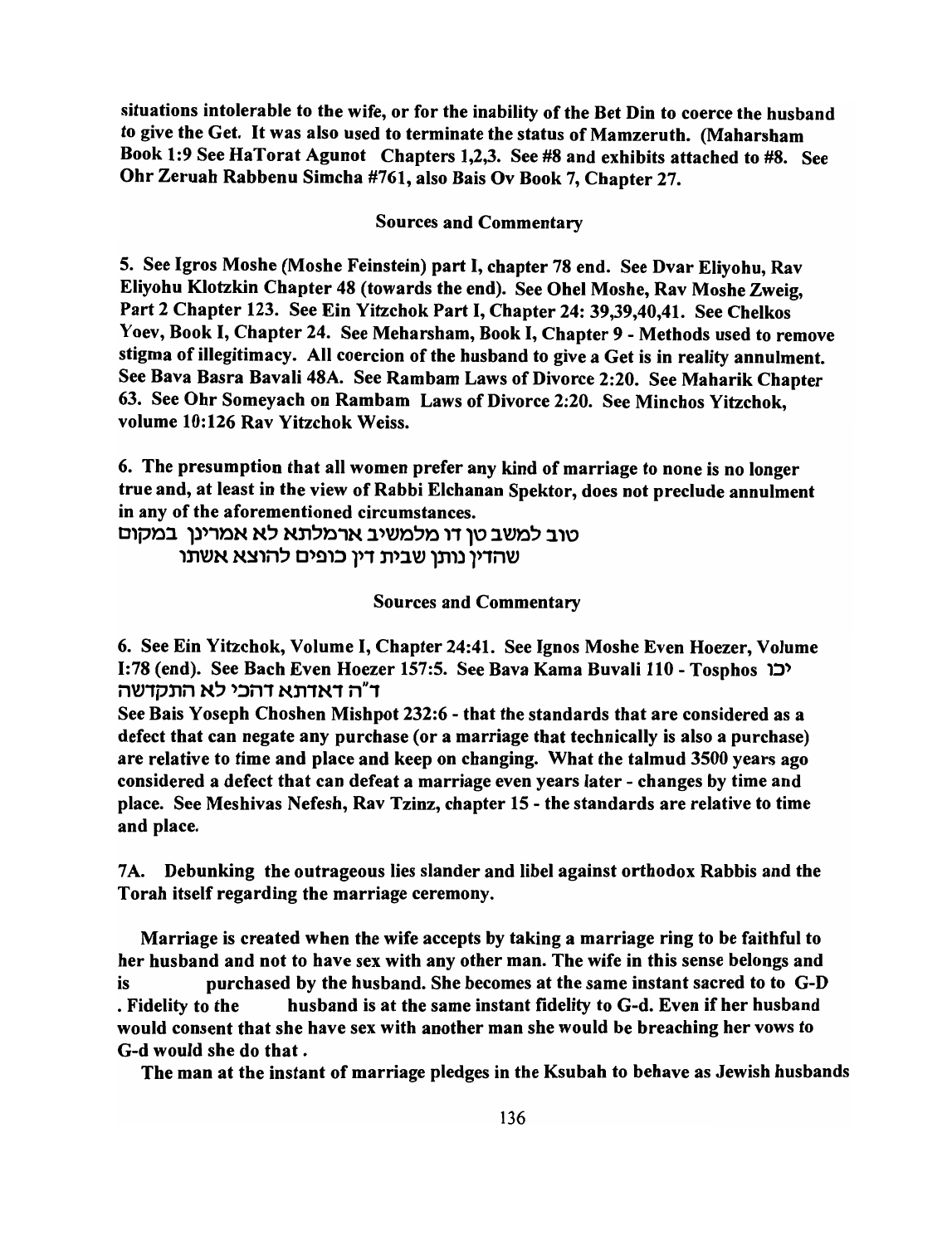**situations intolerable to the wife, or for the inability of the Bet Din to coerce the husband to give the Get. It was also used to terminate the status of Mamzeruth. (Maharsham Book 1:9 See HaTorat Agunot Chapters 1,2,3. See #8 and exhibits attached to #8. See Ohr Zeruah Rabbenu Simcha #761, also Bais Ov Book 7, Chapter 27.**

**Sources and Commentary**

**5. See Igros Moshe (Moshe Feinstein) part I, chapter 78 end. See Dvar Eliyohu, Rav Eliyohu Klotzkin Chapter 48 (towards the end). See Ohel Moshe, Rav Moshe Zweig, Part 2 Chapter 123. See Ein Yitzchok Part I, Chapter 24: 39,39,40,41. See Chelkos Yoev, Book I, Chapter 24. See Meharsham, Book I, Chapter 9 - Methods used to remove stigma of illegitimacy. All coercion of the husband to give a Get is in reality annulment. See Bava Basra Bavali 48A. See Rambam Laws of Divorce 2:20. See Maharik Chapter 63. See Ohr Someyach on Rambam Laws of Divorce 2:20. See Minchos Yitzchok, volume 10:126 Rav Yitzchok Weiss.**

**6. The presumption that all women prefer any kind of marriage to none is no longer true and, at least in the view of Rabbi Elchanan Spektor, does not preclude annulment in any of the aforementioned circumstances.**

**טוב למשב טן דו מלמשיב ארמלתא לא אמרינן במקום שהדין נותן שבית דין כופים להוצא אשתו**

**Sources and Commentary**

**6. See Ein Yitzchok, Volume I, Chapter 24:41. See Ignos Moshe Even Hoezer, Volume I:78 (end). See Bach Even Hoezer 157:5. See Bava Kama Buvali 110 - Tosphos יכו ד"ה דאדתא דהכי לא התקדשה**

**See Bais Yoseph Choshen Mishpot 232:6 - that the standards that are considered as a defect that can negate any purchase (or a marriage that technically is also a purchase) are relative to time and place and keep on changing. What the talmud 3500 years ago considered a defect that can defeat a marriage even years later - changes by time and place. See Meshivas Nefesh, Rav Tzinz, chapter 15 - the standards are relative to time and place.**

**7A. Debunking the outrageous lies slander and libel against orthodox Rabbis and the Torah itself regarding the marriage ceremony.**

**Marriage is created when the wife accepts by taking a marriage ring to be faithful to her husband and not to have sex with any other man. The wife in this sense belongs and is purchased by the husband. She becomes at the same instant sacred to to G-D . Fidelity to the husband is at the same instant fidelity to G-d. Even if her husband would consent that she have sex with another man she would be breaching her vows to G-d would she do that .**

**The man at the instant of marriage pledges in the Ksubah to behave as Jewish husbands**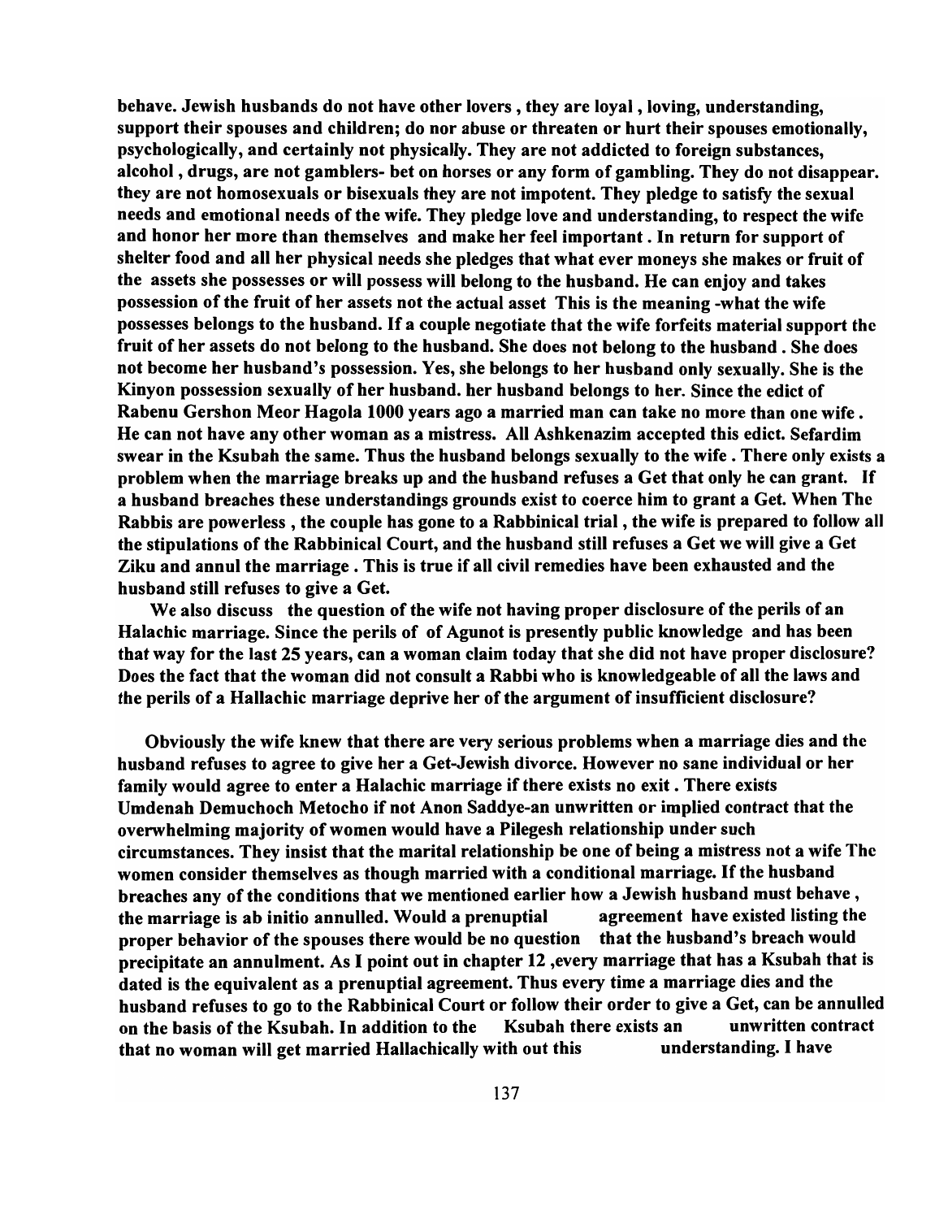**behave. Jewish husbands do not have other lovers , they are loyal , loving, understanding, support their spouses and children; do nor abuse or threaten or hurt their spouses emotionally, psychologically, and certainly not physically. They are not addicted to foreign substances, alcohol , drugs, are not gamblers- bet on horses or any form of gambling. They do not disappear. they are not homosexuals or bisexuals they are not impotent. They pledge to satisfy the sexual needs and emotional needs of the wife. They pledge love and understanding, to respect the wife and honor her more than themselves and make her feel important . In return for support of shelter food and all her physical needs she pledges that what ever moneys she makes or fruit of the assets she possesses or will possess will belong to the husband. He can enjoy and takes possession of the fruit of her assets not the actual asset This is the meaning -what the wife possesses belongs to the husband. If a couple negotiate that the wife forfeits material support the fruit of her assets do not belong to the husband. She does not belong to the husband . She does not become her husband's possession. Yes, she belongs to her husband only sexually. She is the Kinyon possession sexually of her husband. her husband belongs to her. Since the edict of Rabenu Gershon Meor Hagola 1000 years ago a married man can take no more than one wife . He can not have any other woman as a mistress. All Ashkenazim accepted this edict. Sefardim swear in the Ksubah the same. Thus the husband belongs sexually to the wife . There only exists a problem when the marriage breaks up and the husband refuses a Get that only he can grant. If a husband breaches these understandings grounds exist to coerce him to grant a Get. When The Rabbis are powerless , the couple has gone to a Rabbinical trial , the wife is prepared to follow all the stipulations of the Rabbinical Court, and the husband still refuses a Get we will give a Get Ziku and annul the marriage . This is true if all civil remedies have been exhausted and the husband still refuses to give a Get.**

**We also discuss the question of the wife not having proper disclosure of the perils of an Halachic marriage. Since the perils of of Agunot is presently public knowledge and has been that way for the last 25 years, can a woman claim today that she did not have proper disclosure? Does the fact that the woman did not consult a Rabbi who is knowledgeable of all the laws and the perils of a Hallachic marriage deprive her of the argument of insufficient disclosure?**

**Obviously the wife knew that there are very serious problems when a marriage dies and the husband refuses to agree to give her a Get-Jewish divorce. However no sane individual or her family would agree to enter a Halachic marriage if there exists no exit . There exists Umdenah Demuchoch Metocho if not Anon Saddye-an unwritten or implied contract that the overwhelming majority of women would have a Pilegesh relationship under such circumstances. They insist that the marital relationship be one of being a mistress not a wife The women consider themselves as though married with a conditional marriage. If the husband breaches any of the conditions that we mentioned earlier how a Jewish husband must behave , the marriage is ab initio annulled. Would a prenuptial agreement have existed listing the proper behavior of the spouses there would be no question that the husband's breach would precipitate an annulment. As I point out in chapter 12 ,every marriage that has a Ksubah that is dated is the equivalent as a prenuptial agreement. Thus every time a marriage dies and the husband refuses to go to the Rabbinical Court or follow their order to give a Get, can be annulled on the basis of the Ksubah. In addition to the Ksubah there exists an unwritten contract that no woman will get married Hallachically with out this understanding. I have**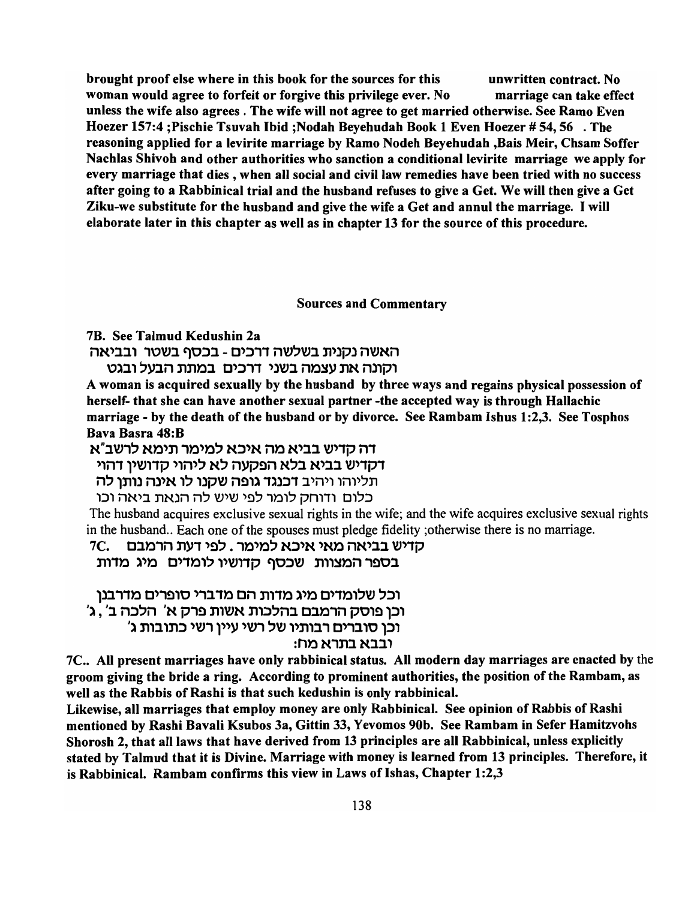**brought proof else where in this book for the sources for this unwritten contract. No woman would agree to forfeit or forgive this privilege ever. No marriage can take effect unless the wife also agrees . The wife will not agree to get married otherwise. See Ramo Even Hoezer 157:4 ;Pischie Tsuvah Ibid ;Nodah Beyehudah Book 1 Even Hoezer # 54, 56 . The reasoning applied for a levirite marriage by Ramo Nodeh Beyehudah ,Bais Meir, Chsam Soffer Nachlas Shivoh and other authorities who sanction a conditional levirite marriage we apply for every marriage that dies , when all social and civil law remedies have been tried with no success after going to a Rabbinical trial and the husband refuses to give a Get. We will then give a Get Ziku-we substitute for the husband and give the wife a Get and annul the marriage. I will elaborate later in this chapter as well as in chapter 13 for the source of this procedure.**

### Sources and Commentary

**7B. See Talmud Kedushin 2a**

**האשה נקנית בשלשה דרכים - בכסף בשטר ובביאה**
**וקונה את עצמה בשני דרכים במתת הבעל ובגט**

**A woman is acquired sexually by the husband by three ways and regains physical possession of herself- that she can have another sexual partner -the accepted way is through Hallachic marriage - by the death of the husband or by divorce. See Rambam Ishus 1:2,3. See Tosphos Bava Basra 48:B**

**דה קדיש בביא מה איכא למימר תימא לרשב"א**
**דקדיש בביא בלא הפקעה לא ליהוי קדושין דהוי**
**תליוהו ויהיב דכנגד גופה שקנו לו אינה נותן לה**
**כלום ודוחק לומר לפי שיש לה הנאת ביאה וכו**

**The husband acquires exclusive sexual rights in the wife; and the wife acquires exclusive sexual rights in the husband.. Each one of the spouses must pledge fidelity ;otherwise there is no marriage.**

**7C. קדיש בביאה מאי איכא למימר . לפי דעת הרמבם**
**בספר המצוות שכסף קדושיו לומדים מיג מדות**

**וכל שלומדים מיג מדות הם מדברי סופרים מדרבנן**
**וכן פוסק הרמבם בהלכות אשות פרק א' הלכה ב' , ג'**
**וכן סוברים רבותיו של רשי עיין רשי כתובות ג'**
**ובבא בתרא מח:**

**7C.. All present marriages have only rabbinical status. All modern day marriages are enacted by** the **groom giving the bride a ring. According to prominent authorities, the position of the Rambam, as well as the Rabbis of Rashi is that such kedushin is only rabbinical.**

**Likewise, all marriages that employ money are only Rabbinical. See opinion of Rabbis of Rashi mentioned by Rashi Bavali Ksubos 3a, Gittin 33, Yevomos 90b. See Rambam in Sefer Hamitzvohs Shorosh 2, that all laws that have derived from 13 principles are all Rabbinical, unless explicitly stated by Talmud that it is Divine. Marriage with money is learned from 13 principles. Therefore, it is Rabbinical. Rambam confirms this view in Laws of Ishas, Chapter 1:2,3**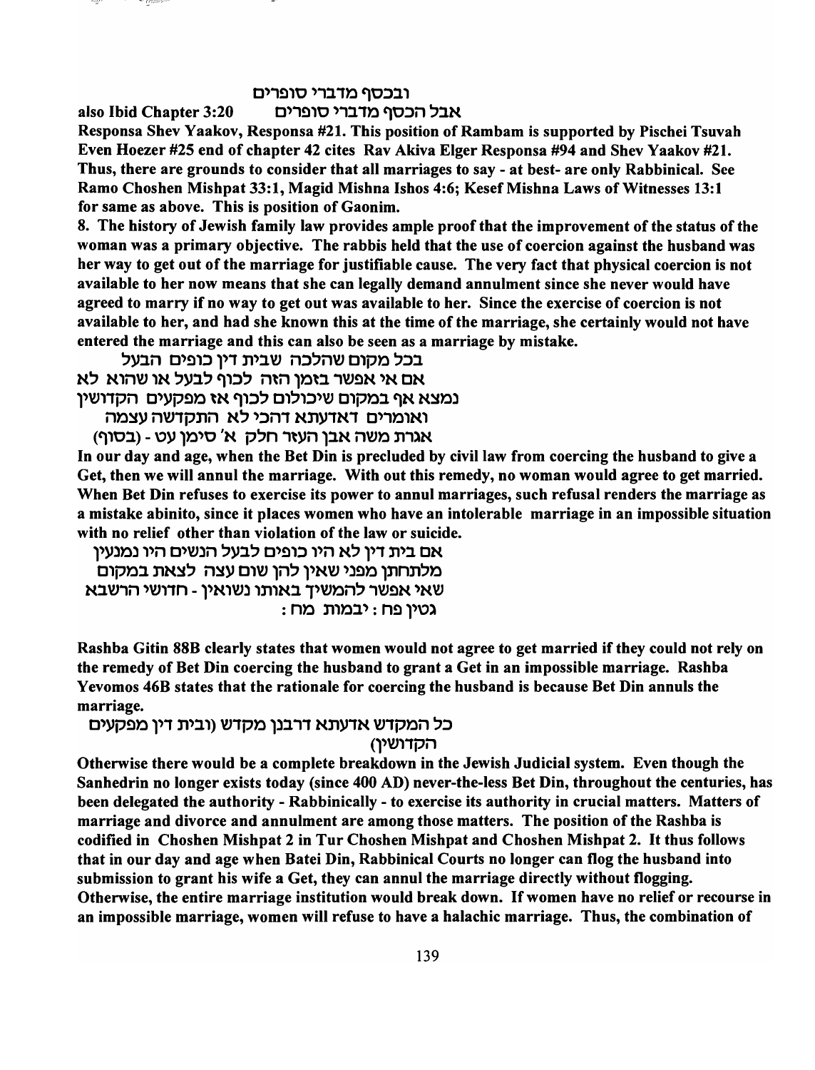ובכסף מדברי סופרים

also Ibid Chapter 3:20 אבל הכסף מדברי סופרים

**Responsa Shev Yaakov, Responsa #21. This position of Rambam is supported by Pischei Tsuvah Even Hoezer #25 end of chapter 42 cites Rav Akiva Elger Responsa #94 and Shev Yaakov #21. Thus, there are grounds to consider that all marriages to say - at best- are only Rabbinical. See Ramo Choshen Mishpat 33:1, Magid Mishna Ishos 4:6; Kesef Mishna Laws of Witnesses 13:1 for same as above. This is position of Gaonim.**

**8. The history of Jewish family law provides ample proof that the improvement of the status of the woman was a primary objective. The rabbis held that the use of coercion against the husband was her way to get out of the marriage for justifiable cause. The very fact that physical coercion is not available to her now means that she can legally demand annulment since she never would have agreed to marry if no way to get out was available to her. Since the exercise of coercion is not available to her, and had she known this at the time of the marriage, she certainly would not have entered the marriage and this can also be seen as a marriage by mistake.**

בכל מקום שהלכה שבית דין כופים הבעל
אם אי אפשר בזמן הזה לכוף לבעל או שהוא לא
נמצא אף במקום שיכולום לכוף אז מפקעים הקדושין
ואומרים דאדעתא דהכי לא התקדשה עצמה
אגרת משה אבן העזר חלק א' סימן עט - (בסוף)

**In our day and age, when the Bet Din is precluded by civil law from coercing the husband to give a Get, then we will annul the marriage. With out this remedy, no woman would agree to get married. When Bet Din refuses to exercise its power to annul marriages, such refusal renders the marriage as a mistake abinito, since it places women who have an intolerable marriage in an impossible situation with no relief other than violation of the law or suicide.**

אם בית דין לא היו כופים לבעל הנשים היו נמנעין
מלתחתן מפני שאין להן שום עצה לצאת במקום
שאי אפשר להמשיך באותו נשואין - חדושי הרשבא
גטין פח : יבמות מח

**Rashba Gitin 88B clearly states that women would not agree to get married if they could not rely on the remedy of Bet Din coercing the husband to grant a Get in an impossible marriage. Rashba Yevomos 46B states that the rationale for coercing the husband is because Bet Din annuls the marriage.**

כל המקדש אדעתא דרבנן מקדש (ובית דין מפקעים
הקדושין)

**Otherwise there would be a complete breakdown in the Jewish Judicial system. Even though the Sanhedrin no longer exists today (since 400 AD) never-the-less Bet Din, throughout the centuries, has been delegated the authority - Rabbinically - to exercise its authority in crucial matters. Matters of marriage and divorce and annulment are among those matters. The position of the Rashba is codified in Choshen Mishpat 2 in Tur Choshen Mishpat and Choshen Mishpat 2. It thus follows that in our day and age when Batei Din, Rabbinical Courts no longer can flog the husband into submission to grant his wife a Get, they can annul the marriage directly without flogging. Otherwise, the entire marriage institution would break down. If women have no relief or recourse in an impossible marriage, women will refuse to have a halachic marriage. Thus, the combination of**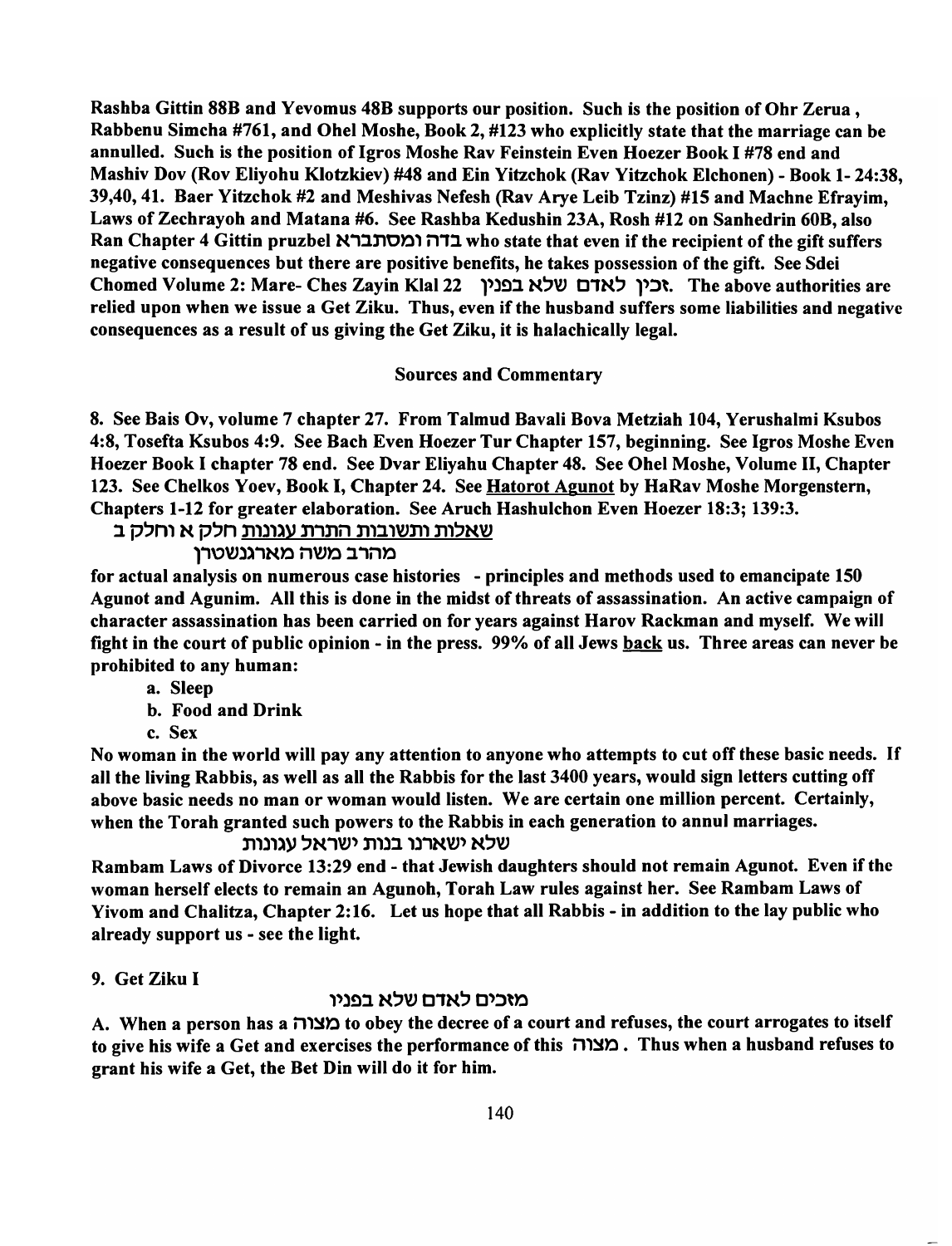**Rashba Gittin 88B and Yevomus 48B supports our position. Such is the position of Ohr Zerua , Rabbenu Simcha #761, and Ohel Moshe, Book 2, #123 who explicitly state that the marriage can be annulled. Such is the position of Igros Moshe Rav Feinstein Even Hoezer Book I #78 end and Mashiv Dov (Rov Eliyohu Klotzkiev) #48 and Ein Yitzchok (Rav Yitzchok Elchonen) - Book 1- 24:38, 39,40, 41. Baer Yitzchok #2 and Meshivas Nefesh (Rav Arye Leib Tzinz) #15 and Machne Efrayim, Laws of Zechrayoh and Matana #6. See Rashba Kedushin 23A, Rosh #12 on Sanhedrin 60B, also Ran Chapter 4 Gittin pruzbel בדה ומסתברא who state that even if the recipient of the gift suffers negative consequences but there are positive benefits, he takes possession of the gift. See Sdei Chomed Volume 2: Mare- Ches Zayin Klal 22 זכין לאדם שלא בפנין. The above authorities are relied upon when we issue a Get Ziku. Thus, even if the husband suffers some liabilities and negative consequences as a result of us giving the Get Ziku, it is halachically legal.**

**Sources and Commentary**

**8. See Bais Ov, volume 7 chapter 27. From Talmud Bavali Bova Metziah 104, Yerushalmi Ksubos 4:8, Tosefta Ksubos 4:9. See Bach Even Hoezer Tur Chapter 157, beginning. See Igros Moshe Even Hoezer Book I chapter 78 end. See Dvar Eliyahu Chapter 48. See Ohel Moshe, Volume II, Chapter 123. See Chelkos Yoev, Book I, Chapter 24. See <u>Hatorot Agunot</u> by HaRav Moshe Morgenstern, Chapters 1-12 for greater elaboration. See Aruch Hashulchon Even Hoezer 18:3; 139:3.**

**<u>שאלות ותשובות התרת עגונות</u> חלק א וחלק ב**

**מהרב משה מארגנשטרן**

**for actual analysis on numerous case histories - principles and methods used to emancipate 150 Agunot and Agunim. All this is done in the midst of threats of assassination. An active campaign of character assassination has been carried on for years against Harov Rackman and myself. We will fight in the court of public opinion - in the press. 99% of all Jews <u>back</u> us. Three areas can never be prohibited to any human:**

**a. Sleep**
**b. Food and Drink**
**c. Sex**

**No woman in the world will pay any attention to anyone who attempts to cut off these basic needs. If all the living Rabbis, as well as all the Rabbis for the last 3400 years, would sign letters cutting off above basic needs no man or woman would listen. We are certain one million percent. Certainly, when the Torah granted such powers to the Rabbis in each generation to annul marriages.**

**שלא ישארנו בנות ישראל עגונות**

**Rambam Laws of Divorce 13:29 end - that Jewish daughters should not remain Agunot. Even if the woman herself elects to remain an Agunoh, Torah Law rules against her. See Rambam Laws of Yivom and Chalitza, Chapter 2:16. Let us hope that all Rabbis - in addition to the lay public who already support us - see the light.**

**9. Get Ziku I**

**מזכים לאדם שלא בפניו**

**A. When a person has a מצוה to obey the decree of a court and refuses, the court arrogates to itself to give his wife a Get and exercises the performance of this מצוה. Thus when a husband refuses to grant his wife a Get, the Bet Din will do it for him.**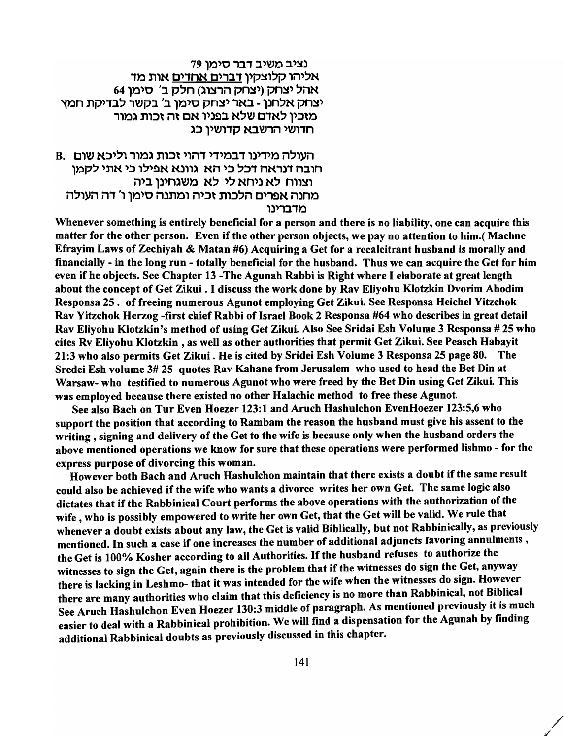נציב משיב דבר סימן 79
אליהו קלוצקין <u>דברים אחדים</u> אות מד
אהל יצחק (יצחק הרצוג) חלק ב' סימן 64
יצחק אלחנן - באר יצחק סימן ב' בקשר לבדיקת חמץ
מזכין לאדם שלא בפניו אם זה זכות גמור
חדושי הרשבא קדושין כג

B. העולה מידינו דבמידי דהוי זכות גמור וליכא שום חובה דנראה דכל כי הא גוונא אפילו כי אתי לקמן וצווח לא ניחא לי לא משגחינן ביה
מחנה אפרים הלכות זכיה ומתנה סימן ו' דה העולה מדברינו

**Whenever something is entirely beneficial for a person and there is no liability, one can acquire this matter for the other person. Even if the other person objects, we pay no attention to him.( Machne Efrayim Laws of Zechiyah & Matan #6) Acquiring a Get for a recalcitrant husband is morally and financially - in the long run - totally beneficial for the husband. Thus we can acquire the Get for him even if he objects. See Chapter 13 -The Agunah Rabbi is Right where I elaborate at great length about the concept of Get Zikui . I discuss the work done by Rav Eliyohu Klotzkin Dvorim Ahodim Responsa 25 . of freeing numerous Agunot employing Get Zikui. See Responsa Heichel Yitzchok Rav Yitzchok Herzog -first chief Rabbi of Israel Book 2 Responsa #64 who describes in great detail Rav Eliyohu Klotzkin's method of using Get Zikui. Also See Sridai Esh Volume 3 Responsa # 25 who cites Rv Eliyohu Klotzkin , as well as other authorities that permit Get Zikui. See Peasch Habayit 21:3 who also permits Get Zikui . He is cited by Sridei Esh Volume 3 Responsa 25 page 80. The Sredei Esh volume 3# 25 quotes Rav Kahane from Jerusalem who used to head the Bet Din at Warsaw- who testified to numerous Agunot who were freed by the Bet Din using Get Zikui. This was employed because there existed no other Halachic method to free these Agunot.**

**See also Bach on Tur Even Hoezer 123:1 and Aruch Hashulchon EvenHoezer 123:5,6 who support the position that according to Rambam the reason the husband must give his assent to the writing , signing and delivery of the Get to the wife is because only when the husband orders the above mentioned operations we know for sure that these operations were performed lishmo - for the express purpose of divorcing this woman.**

**However both Bach and Aruch Hashulchon maintain that there exists a doubt if the same result could also be achieved if the wife who wants a divorce writes her own Get. The same logic also dictates that if the Rabbinical Court performs the above operations with the authorization of the wife , who is possibly empowered to write her own Get, that the Get will be valid. We rule that whenever a doubt exists about any law, the Get is valid Biblically, but not Rabbinically, as previously mentioned. In such a case if one increases the number of additional adjuncts favoring annulments , the Get is 100% Kosher according to all Authorities. If the husband refuses to authorize the witnesses to sign the Get, again there is the problem that if the witnesses do sign the Get, anyway there is lacking in Leshmo- that it was intended for the wife when the witnesses do sign. However there are many authorities who claim that this deficiency is no more than Rabbinical, not Biblical See Aruch Hashulchon Even Hoezer 130:3 middle of paragraph. As mentioned previously it is much easier to deal with a Rabbinical prohibition. We will find a dispensation for the Agunah by finding additional Rabbinical doubts as previously discussed in this chapter.**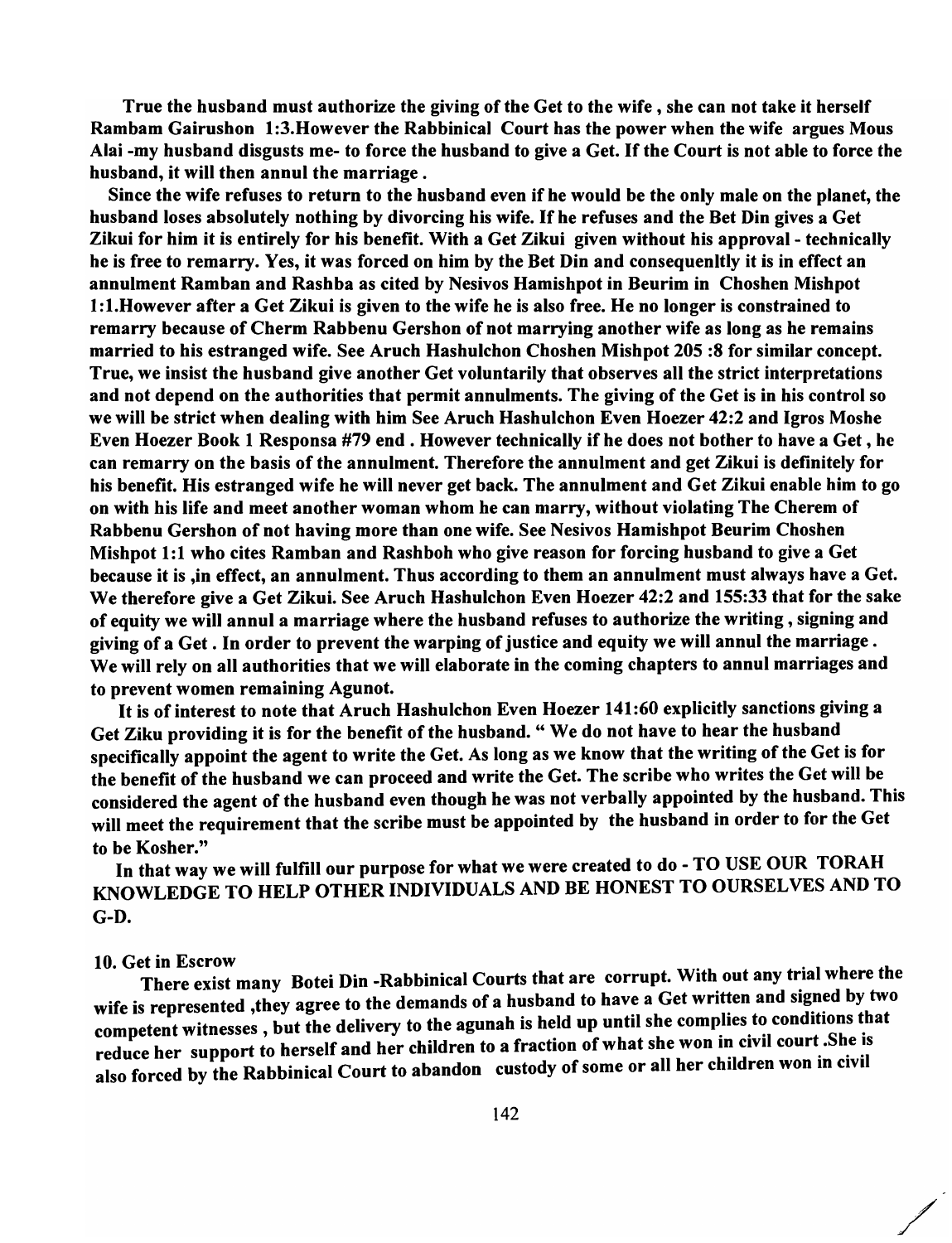**True the husband must authorize the giving of the Get to the wife , she can not take it herself Rambam Gairushon 1:3.However the Rabbinical Court has the power when the wife argues Mous Alai -my husband disgusts me- to force the husband to give a Get. If the Court is not able to force the husband, it will then annul the marriage .**

**Since the wife refuses to return to the husband even if he would be the only male on the planet, the husband loses absolutely nothing by divorcing his wife. If he refuses and the Bet Din gives a Get Zikui for him it is entirely for his benefit. With a Get Zikui given without his approval - technically he is free to remarry. Yes, it was forced on him by the Bet Din and consequenltly it is in effect an annulment Ramban and Rashba as cited by Nesivos Hamishpot in Beurim in Choshen Mishpot 1:1.However after a Get Zikui is given to the wife he is also free. He no longer is constrained to remarry because of Cherm Rabbenu Gershon of not marrying another wife as long as he remains married to his estranged wife. See Aruch Hashulchon Choshen Mishpot 205 :8 for similar concept. True, we insist the husband give another Get voluntarily that observes all the strict interpretations and not depend on the authorities that permit annulments. The giving of the Get is in his control so we will be strict when dealing with him See Aruch Hashulchon Even Hoezer 42:2 and Igros Moshe Even Hoezer Book 1 Responsa #79 end . However technically if he does not bother to have a Get , he can remarry on the basis of the annulment. Therefore the annulment and get Zikui is definitely for his benefit. His estranged wife he will never get back. The annulment and Get Zikui enable him to go on with his life and meet another woman whom he can marry, without violating The Cherem of Rabbenu Gershon of not having more than one wife. See Nesivos Hamishpot Beurim Choshen Mishpot 1:1 who cites Ramban and Rashboh who give reason for forcing husband to give a Get because it is ,in effect, an annulment. Thus according to them an annulment must always have a Get. We therefore give a Get Zikui. See Aruch Hashulchon Even Hoezer 42:2 and 155:33 that for the sake of equity we will annul a marriage where the husband refuses to authorize the writing , signing and giving of a Get . In order to prevent the warping of justice and equity we will annul the marriage . We will rely on all authorities that we will elaborate in the coming chapters to annul marriages and to prevent women remaining Agunot.**

**It is of interest to note that Aruch Hashulchon Even Hoezer 141:60 explicitly sanctions giving a Get Ziku providing it is for the benefit of the husband. " We do not have to hear the husband specifically appoint the agent to write the Get. As long as we know that the writing of the Get is for the benefit of the husband we can proceed and write the Get. The scribe who writes the Get will be considered the agent of the husband even though he was not verbally appointed by the husband. This will meet the requirement that the scribe must be appointed by the husband in order to for the Get to be Kosher."**

**In that way we will fulfill our purpose for what we were created to do - TO USE OUR TORAH KNOWLEDGE TO HELP OTHER INDIVIDUALS AND BE HONEST TO OURSELVES AND TO G-D.**

10. Get in Escrow

There exist many Botei Din -Rabbinical Courts that are corrupt. With out any trial where the wife is represented ,they agree to the demands of a husband to have a Get written and signed by two competent witnesses , but the delivery to the agunah is held up until she complies to conditions that reduce her support to herself and her children to a fraction of what she won in civil court .She is also forced by the Rabbinical Court to abandon custody of some or all her children won in civil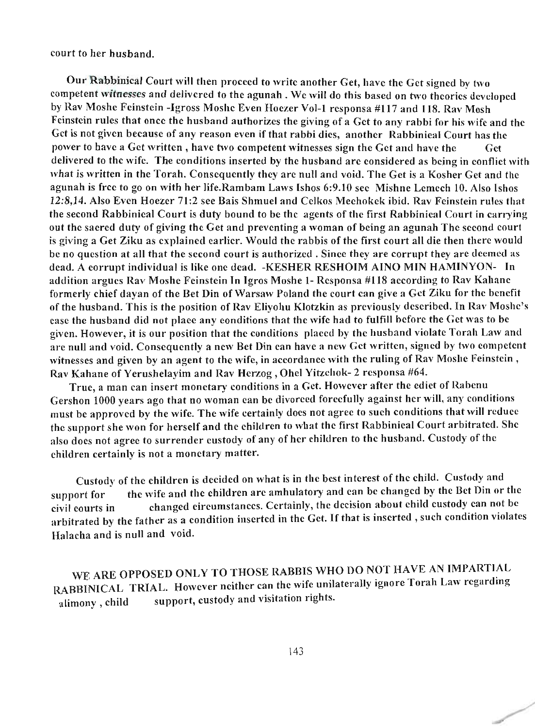court to her husband.

Our Rabbinical Court will then proceed to write another Get, have the Get signed by two competent witnesses and delivered to the agunah . We will do this based on two theories developed by Rav Moshe Feinstein -Igross Moshe Even Hoezer Vol-1 responsa #117 and 118. Rav Mosh Feinstein rules that once the husband authorizes the giving of a Get to any rabbi for his wife and the Get is not given because of any reason even if that rabbi dies, another Rabbinical Court has the power to have a Get written , have two competent witnesses sign the Get and have the Get delivered to the wife. The conditions inserted by the husband are considered as being in conflict with what is written in the Torah. Consequently they are null and void. The Get is a Kosher Get and the agunah is free to go on with her life.Rambam Laws Ishos 6:9.10 see Mishne Lemech 10. Also Ishos 12:8,14. Also Even Hoezer 71:2 see Bais Shmuel and Celkos Mechokek ibid. Rav Feinstein rules that the second Rabbinical Court is duty bound to be the agents of the first Rabbinical Court in carrying out the sacred duty of giving the Get and preventing a woman of being an agunah The second court is giving a Get Ziku as explained earlier. Would the rabbis of the first court all die then there would be no question at all that the second court is authorized . Since they are corrupt they are deemed as dead. A corrupt individual is like one dead. -KESHER RESHOIM AINO MIN HAMINYON- In addition argues Rav Moshe Feinstein In Igros Moshe 1- Responsa #118 according to Rav Kahane formerly chief dayan of the Bet Din of Warsaw Poland the court can give a Get Ziku for the benefit of the husband. This is the position of Rav Eliyohu Klotzkin as previously described. In Rav Moshe's case the husband did not place any conditions that the wife had to fulfill before the Get was to be given. However, it is our position that the conditions placed by the husband violate Torah Law and are null and void. Consequently a new Bet Din can have a new Get written, signed by two competent witnesses and given by an agent to the wife, in accordance with the ruling of Rav Moshe Feinstein , Rav Kahane of Yerushelayim and Rav Herzog , Ohel Yitzchok- 2 responsa #64.

True, a man can insert monetary conditions in a Get. However after the edict of Rabenu Gershon 1000 years ago that no woman can be divorced forcefully against her will, any conditions must be approved by the wife. The wife certainly does not agree to such conditions that will reduce the support she won for herself and the children to what the first Rabbinical Court arbitrated. She also does not agree to surrender custody of any of her children to the husband. Custody of the children certainly is not a monetary matter.

Custody of the children is decided on what is in the best interest of the child. Custody and support for the wife and the children are ambulatory and can be changed by the Bet Din or the civil courts in changed circumstances. Certainly, the decision about child custody can not be arbitrated by the father as a condition inserted in the Get. If that is inserted , such condition violates Halacha and is null and void.

WE ARE OPPOSED ONLY TO THOSE RABBIS WHO DO NOT HAVE AN IMPARTIAL RABBINICAL TRIAL. However neither can the wife unilaterally ignore Torah Law regarding alimony , child support, custody and visitation rights.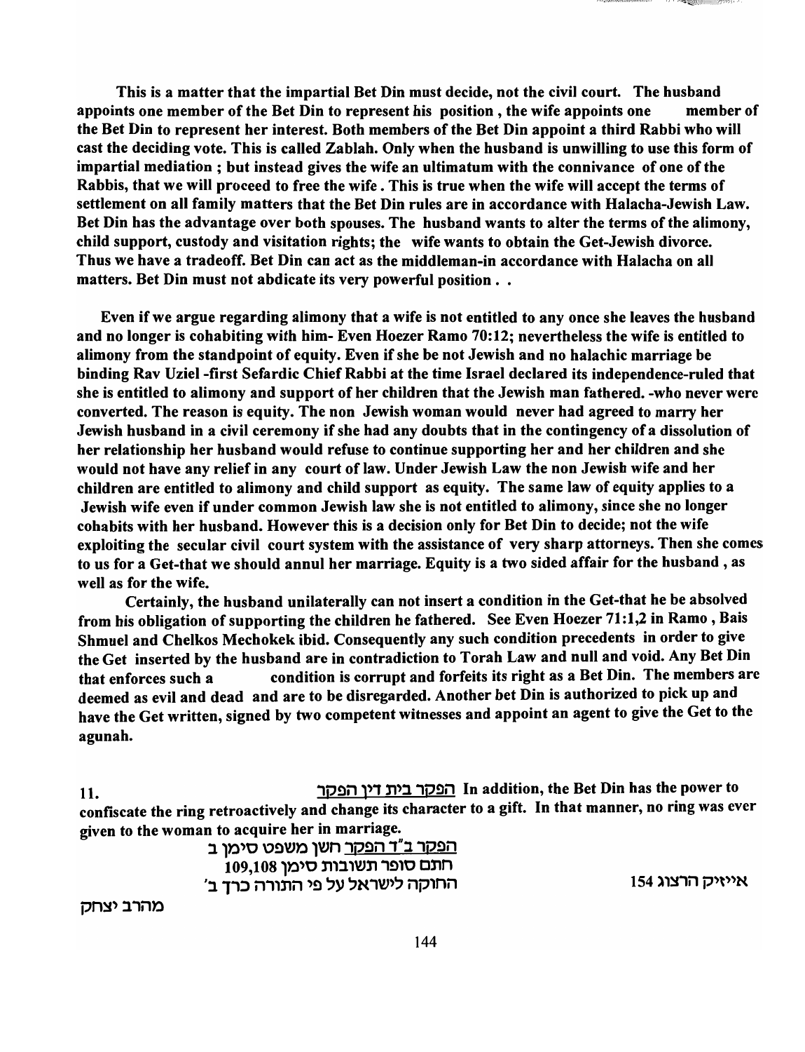**This is a matter that the impartial Bet Din must decide, not the civil court. The husband appoints one member of the Bet Din to represent his position , the wife appoints one member of the Bet Din to represent her interest. Both members of the Bet Din appoint a third Rabbi who will cast the deciding vote. This is called Zablah. Only when the husband is unwilling to use this form of impartial mediation ; but instead gives the wife an ultimatum with the connivance of one of the Rabbis, that we will proceed to free the wife . This is true when the wife will accept the terms of settlement on all family matters that the Bet Din rules are in accordance with Halacha-Jewish Law. Bet Din has the advantage over both spouses. The husband wants to alter the terms of the alimony, child support, custody and visitation rights; the wife wants to obtain the Get-Jewish divorce. Thus we have a tradeoff. Bet Din can act as the middleman-in accordance with Halacha on all matters. Bet Din must not abdicate its very powerful position . .**

**Even if we argue regarding alimony that a wife is not entitled to any once she leaves the husband and no longer is cohabiting with him- Even Hoezer Ramo 70:12; nevertheless the wife is entitled to alimony from the standpoint of equity. Even if she be not Jewish and no halachic marriage be binding Rav Uziel -first Sefardic Chief Rabbi at the time Israel declared its independence-ruled that she is entitled to alimony and support of her children that the Jewish man fathered. -who never were converted. The reason is equity. The non Jewish woman would never had agreed to marry her Jewish husband in a civil ceremony if she had any doubts that in the contingency of a dissolution of her relationship her husband would refuse to continue supporting her and her children and she would not have any relief in any court of law. Under Jewish Law the non Jewish wife and her children are entitled to alimony and child support as equity. The same law of equity applies to a Jewish wife even if under common Jewish law she is not entitled to alimony, since she no longer cohabits with her husband. However this is a decision only for Bet Din to decide; not the wife exploiting the secular civil court system with the assistance of very sharp attorneys. Then she comes to us for a Get-that we should annul her marriage. Equity is a two sided affair for the husband , as well as for the wife.**

**Certainly, the husband unilaterally can not insert a condition in the Get-that he be absolved from his obligation of supporting the children he fathered. See Even Hoezer 71:1,2 in Ramo , Bais Shmuel and Chelkos Mechokek ibid. Consequently any such condition precedents in order to give the Get inserted by the husband are in contradiction to Torah Law and null and void. Any Bet Din that enforces such a condition is corrupt and forfeits its right as a Bet Din. The members are deemed as evil and dead and are to be disregarded. Another bet Din is authorized to pick up and have the Get written, signed by two competent witnesses and appoint an agent to give the Get to the agunah.**

**11.** <u>הפקר בית דין הפקר</u> **In addition, the Bet Din has the power to confiscate the ring retroactively and change its character to a gift. In that manner, no ring was ever given to the woman to acquire her in marriage.**

<u>הפקר ב"ד הפקר</u> חשן משפט סימן ב
חתם סופר תשובות סימן 109,108
החוקה לישראל על פי התורה כרך ב'
אייזיק הרצוג 154

מהרב יצחק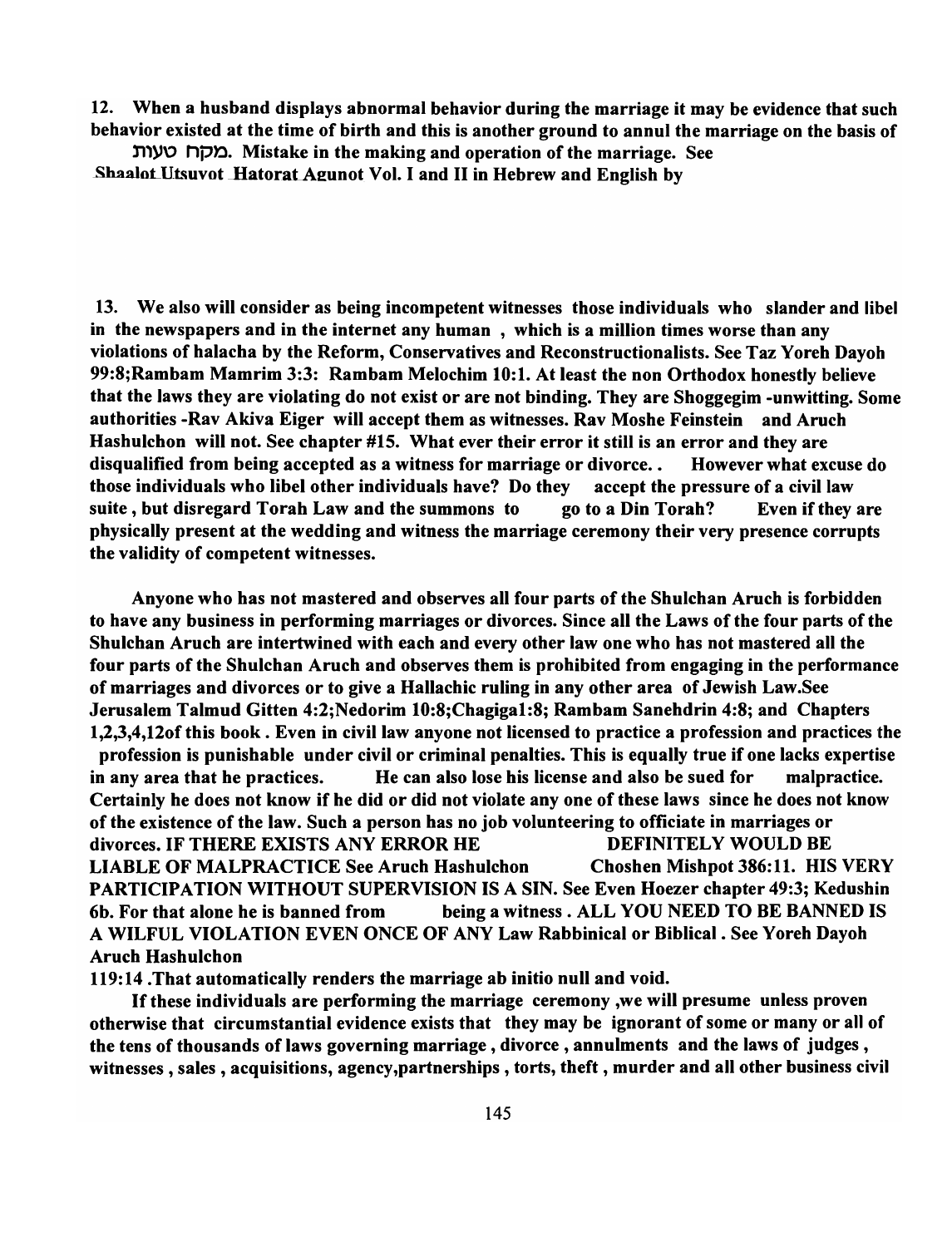**12. When a husband displays abnormal behavior during the marriage it may be evidence that such behavior existed at the time of birth and this is another ground to annul the marriage on the basis of מקח טעות. Mistake in the making and operation of the marriage. See <u>Shaalot Utsuvot Hatorat Agunot</u> Vol. I and II in Hebrew and English by**

**13. We also will consider as being incompetent witnesses those individuals who slander and libel in the newspapers and in the internet any human , which is a million times worse than any violations of halacha by the Reform, Conservatives and Reconstructionalists. See Taz Yoreh Dayoh 99:8;Rambam Mamrim 3:3: Rambam Melochim 10:1. At least the non Orthodox honestly believe that the laws they are violating do not exist or are not binding. They are Shoggegim -unwitting. Some authorities -Rav Akiva Eiger will accept them as witnesses. Rav Moshe Feinstein and Aruch Hashulchon will not. See chapter #15. What ever their error it still is an error and they are disqualified from being accepted as a witness for marriage or divorce.. However what excuse do those individuals who libel other individuals have? Do they accept the pressure of a civil law suite , but disregard Torah Law and the summons to go to a Din Torah? Even if they are physically present at the wedding and witness the marriage ceremony their very presence corrupts the validity of competent witnesses.**

**Anyone who has not mastered and observes all four parts of the Shulchan Aruch is forbidden to have any business in performing marriages or divorces. Since all the Laws of the four parts of the Shulchan Aruch are intertwined with each and every other law one who has not mastered all the four parts of the Shulchan Aruch and observes them is prohibited from engaging in the performance of marriages and divorces or to give a Hallachic ruling in any other area of Jewish Law.See Jerusalem Talmud Gitten 4:2;Nedorim 10:8;Chagigal:8; Rambam Sanehdrin 4:8; and Chapters 1,2,3,4,12of this book . Even in civil law anyone not licensed to practice a profession and practices the profession is punishable under civil or criminal penalties. This is equally true if one lacks expertise in any area that he practices. He can also lose his license and also be sued for malpractice. Certainly he does not know if he did or did not violate any one of these laws since he does not know of the existence of the law. Such a person has no job volunteering to officiate in marriages or divorces. IF THERE EXISTS ANY ERROR HE DEFINITELY WOULD BE LIABLE OF MALPRACTICE See Aruch Hashulchon Choshen Mishpot 386:11. HIS VERY PARTICIPATION WITHOUT SUPERVISION IS A SIN. See Even Hoezer chapter 49:3; Kedushin 6b. For that alone he is banned from being a witness . ALL YOU NEED TO BE BANNED IS A WILFUL VIOLATION EVEN ONCE OF ANY Law Rabbinical or Biblical . See Yoreh Dayoh Aruch Hashulchon 119:14 .That automatically renders the marriage ab initio null and void.**

**If these individuals are performing the marriage ceremony ,we will presume unless proven otherwise that circumstantial evidence exists that they may be ignorant of some or many or all of the tens of thousands of laws governing marriage , divorce , annulments and the laws of judges , witnesses , sales , acquisitions, agency,partnerships , torts, theft , murder and all other business civil**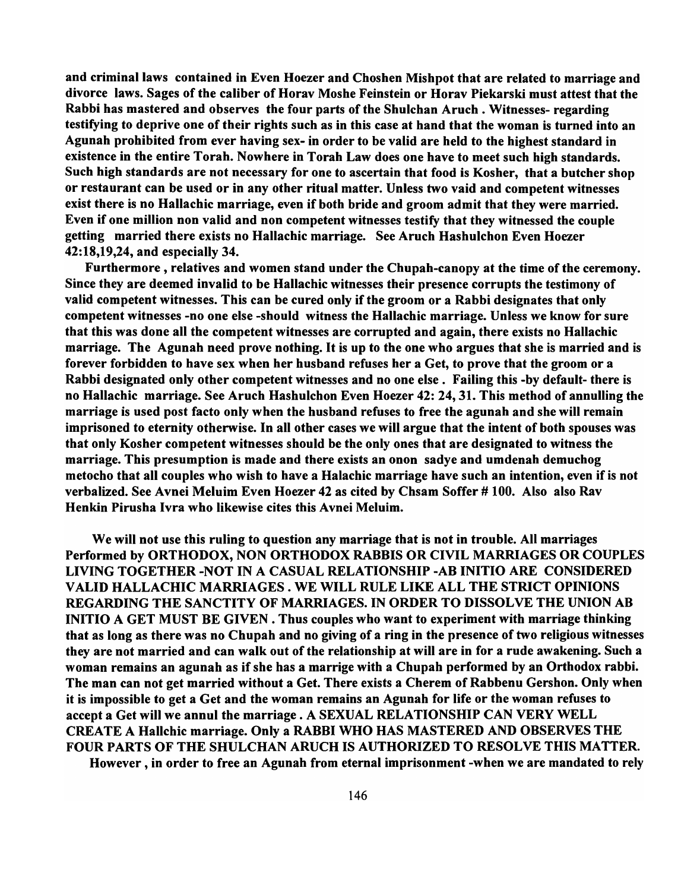**and criminal laws contained in Even Hoezer and Choshen Mishpot that are related to marriage and divorce laws. Sages of the caliber of Horav Moshe Feinstein or Horav Piekarski must attest that the Rabbi has mastered and observes the four parts of the Shulchan Aruch . Witnesses- regarding testifying to deprive one of their rights such as in this case at hand that the woman is turned into an Agunah prohibited from ever having sex- in order to be valid are held to the highest standard in existence in the entire Torah. Nowhere in Torah Law does one have to meet such high standards. Such high standards are not necessary for one to ascertain that food is Kosher, that a butcher shop or restaurant can be used or in any other ritual matter. Unless two vaid and competent witnesses exist there is no Hallachic marriage, even if both bride and groom admit that they were married. Even if one million non valid and non competent witnesses testify that they witnessed the couple getting married there exists no Hallachic marriage. See Aruch Hashulchon Even Hoezer 42:18,19,24, and especially 34.**

**Furthermore , relatives and women stand under the Chupah-canopy at the time of the ceremony. Since they are deemed invalid to be Hallachic witnesses their presence corrupts the testimony of valid competent witnesses. This can be cured only if the groom or a Rabbi designates that only competent witnesses -no one else -should witness the Hallachic marriage. Unless we know for sure that this was done all the competent witnesses are corrupted and again, there exists no Hallachic marriage. The Agunah need prove nothing. It is up to the one who argues that she is married and is forever forbidden to have sex when her husband refuses her a Get, to prove that the groom or a Rabbi designated only other competent witnesses and no one else . Failing this -by default- there is no Hallachic marriage. See Aruch Hashulchon Even Hoezer 42: 24, 31. This method of annulling the marriage is used post facto only when the husband refuses to free the agunah and she will remain imprisoned to eternity otherwise. In all other cases we will argue that the intent of both spouses was that only Kosher competent witnesses should be the only ones that are designated to witness the marriage. This presumption is made and there exists an onon sadye and umdenah demuchog metocho that all couples who wish to have a Halachic marriage have such an intention, even if is not verbalized. See Avnei Meluim Even Hoezer 42 as cited by Chsam Soffer # 100. Also also Rav Henkin Pirusha Ivra who likewise cites this Avnei Meluim.**

**We will not use this ruling to question any marriage that is not in trouble. All marriages Performed by ORTHODOX, NON ORTHODOX RABBIS OR CIVIL MARRIAGES OR COUPLES LIVING TOGETHER -NOT IN A CASUAL RELATIONSHIP -AB INITIO ARE CONSIDERED VALID HALLACHIC MARRIAGES . WE WILL RULE LIKE ALL THE STRICT OPINIONS REGARDING THE SANCTITY OF MARRIAGES. IN ORDER TO DISSOLVE THE UNION AB INITIO A GET MUST BE GIVEN . Thus couples who want to experiment with marriage thinking that as long as there was no Chupah and no giving of a ring in the presence of two religious witnesses they are not married and can walk out of the relationship at will are in for a rude awakening. Such a woman remains an agunah as if she has a marrige with a Chupah performed by an Orthodox rabbi. The man can not get married without a Get. There exists a Cherem of Rabbenu Gershon. Only when it is impossible to get a Get and the woman remains an Agunah for life or the woman refuses to accept a Get will we annul the marriage . A SEXUAL RELATIONSHIP CAN VERY WELL CREATE A Hallchic marriage. Only a RABBI WHO HAS MASTERED AND OBSERVES THE FOUR PARTS OF THE SHULCHAN ARUCH IS AUTHORIZED TO RESOLVE THIS MATTER.**

**However , in order to free an Agunah from eternal imprisonment -when we are mandated to rely**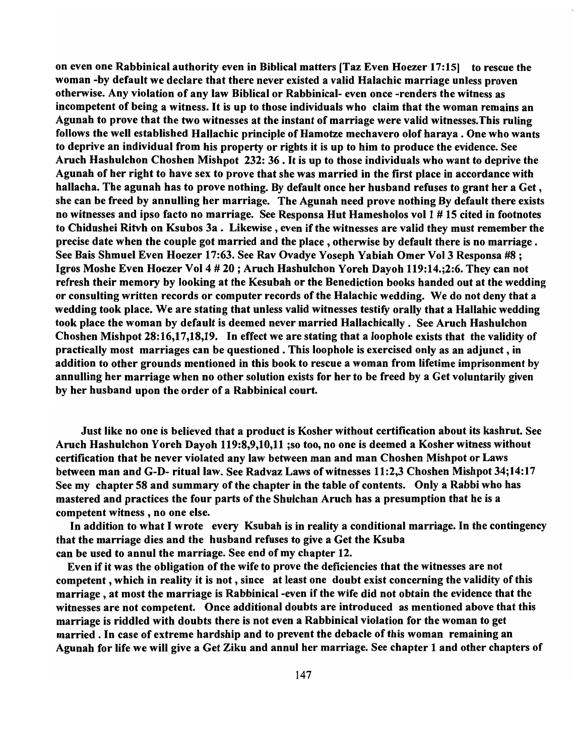**on even one Rabbinical authority even in Biblical matters [Taz Even Hoezer 17:15] to rescue the woman -by default we declare that there never existed a valid Halachic marriage unless proven otherwise. Any violation of any law Biblical or Rabbinical- even once -renders the witness as incompetent of being a witness. It is up to those individuals who claim that the woman remains an Agunah to prove that the two witnesses at the instant of marriage were valid witnesses.This ruling follows the well established Hallachic principle of Hamotze mechavero olof haraya . One who wants to deprive an individual from his property or rights it is up to him to produce the evidence. See Aruch Hashulchon Choshen Mishpot 232: 36 . It is up to those individuals who want to deprive the Agunah of her right to have sex to prove that she was married in the first place in accordance with hallacha. The agunah has to prove nothing. By default once her husband refuses to grant her a Get , she can be freed by annulling her marriage. The Agunah need prove nothing By default there exists no witnesses and ipso facto no marriage. See Responsa Hut Hamesholos vol 1 # 15 cited in footnotes to Chidushei Ritvh on Ksubos 3a . Likewise , even if the witnesses are valid they must remember the precise date when the couple got married and the place , otherwise by default there is no marriage . See Bais Shmuel Even Hoezer 17:63. See Rav Ovadye Yoseph Yabiah Omer Vol 3 Responsa #8 ; Igros Moshe Even Hoezer Vol 4 # 20 ; Aruch Hashulchon Yoreh Dayoh 119:14.;2:6. They can not refresh their memory by looking at the Kesubah or the Benediction books handed out at the wedding or consulting written records or computer records of the Halachic wedding. We do not deny that a wedding took place. We are stating that unless valid witnesses testify orally that a Hallahic wedding took place the woman by default is deemed never married Hallachically . See Aruch Hashulchon Choshen Mishpot 28:16,17,18,19. In effect we are stating that a loophole exists that the validity of practically most marriages can be questioned . This loophole is exercised only as an adjunct , in addition to other grounds mentioned in this book to rescue a woman from lifetime imprisonment by annulling her marriage when no other solution exists for her to be freed by a Get voluntarily given by her husband upon the order of a Rabbinical court.**

**Just like no one is believed that a product is Kosher without certification about its kashrut. See Aruch Hashulchon Yoreh Dayoh 119:8,9,10,11 ;so too, no one is deemed a Kosher witness without certification that he never violated any law between man and man Choshen Mishpot or Laws between man and G-D- ritual law. See Radvaz Laws of witnesses 11:2,3 Choshen Mishpot 34;14:17 See my chapter 58 and summary of the chapter in the table of contents. Only a Rabbi who has mastered and practices the four parts of the Shulchan Aruch has a presumption that he is a competent witness , no one else.**

**In addition to what I wrote every Ksubah is in reality a conditional marriage. In the contingency that the marriage dies and the husband refuses to give a Get the Ksuba can be used to annul the marriage. See end of my chapter 12.**

**Even if it was the obligation of the wife to prove the deficiencies that the witnesses are not competent , which in reality it is not , since at least one doubt exist concerning the validity of this marriage , at most the marriage is Rabbinical -even if the wife did not obtain the evidence that the witnesses are not competent. Once additional doubts are introduced as mentioned above that this marriage is riddled with doubts there is not even a Rabbinical violation for the woman to get married . In case of extreme hardship and to prevent the debacle of this woman remaining an Agunah for life we will give a Get Ziku and annul her marriage. See chapter 1 and other chapters of**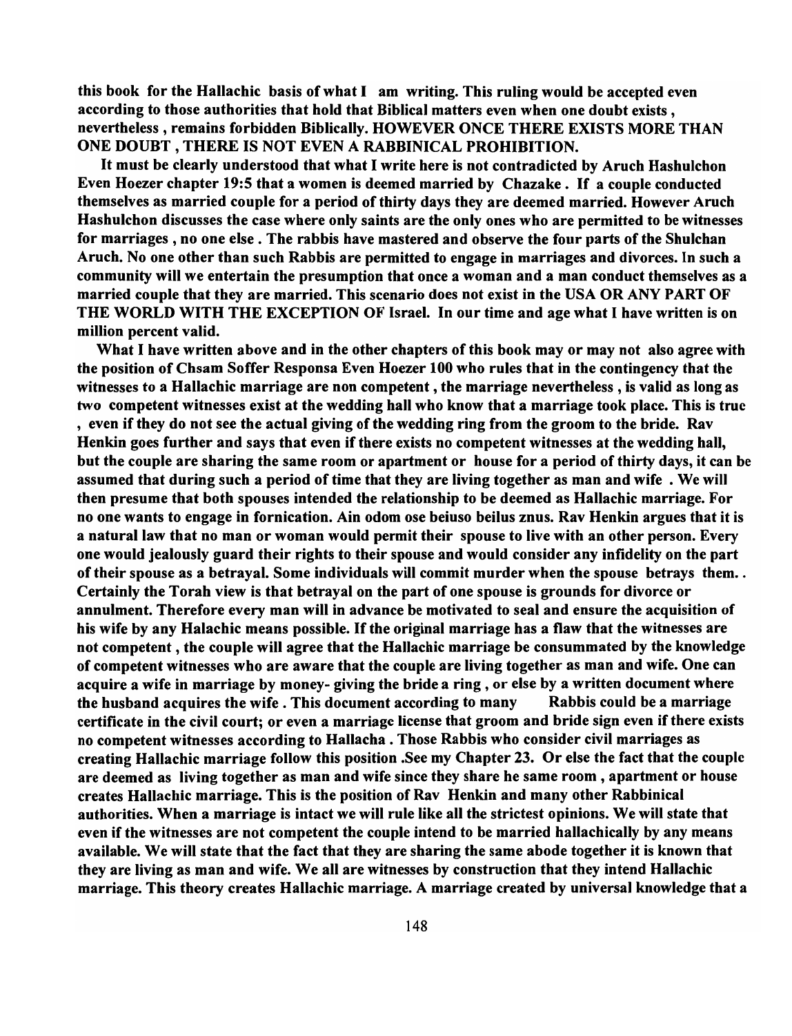**this book for the Hallachic basis of what I am writing. This ruling would be accepted even according to those authorities that hold that Biblical matters even when one doubt exists , nevertheless , remains forbidden Biblically. HOWEVER ONCE THERE EXISTS MORE THAN ONE DOUBT , THERE IS NOT EVEN A RABBINICAL PROHIBITION.**

**It must be clearly understood that what I write here is not contradicted by Aruch Hashulchon Even Hoezer chapter 19:5 that a women is deemed married by Chazake . If a couple conducted themselves as married couple for a period of thirty days they are deemed married. However Aruch Hashulchon discusses the case where only saints are the only ones who are permitted to be witnesses for marriages , no one else . The rabbis have mastered and observe the four parts of the Shulchan Aruch. No one other than such Rabbis are permitted to engage in marriages and divorces. In such a community will we entertain the presumption that once a woman and a man conduct themselves as a married couple that they are married. This scenario does not exist in the USA OR ANY PART OF THE WORLD WITH THE EXCEPTION OF Israel. In our time and age what I have written is on million percent valid.**

**What I have written above and in the other chapters of this book may or may not also agree with the position of Chsam Soffer Responsa Even Hoezer 100 who rules that in the contingency that the witnesses to a Hallachic marriage are non competent , the marriage nevertheless , is valid as long as two competent witnesses exist at the wedding hall who know that a marriage took place. This is true , even if they do not see the actual giving of the wedding ring from the groom to the bride. Rav Henkin goes further and says that even if there exists no competent witnesses at the wedding hall, but the couple are sharing the same room or apartment or house for a period of thirty days, it can be assumed that during such a period of time that they are living together as man and wife . We will then presume that both spouses intended the relationship to be deemed as Hallachic marriage. For no one wants to engage in fornication. Ain odom ose beiuso beilus znus. Rav Henkin argues that it is a natural law that no man or woman would permit their spouse to live with an other person. Every one would jealously guard their rights to their spouse and would consider any infidelity on the part of their spouse as a betrayal. Some individuals will commit murder when the spouse betrays them. . Certainly the Torah view is that betrayal on the part of one spouse is grounds for divorce or annulment. Therefore every man will in advance be motivated to seal and ensure the acquisition of his wife by any Halachic means possible. If the original marriage has a flaw that the witnesses are not competent , the couple will agree that the Hallachic marriage be consummated by the knowledge of competent witnesses who are aware that the couple are living together as man and wife. One can acquire a wife in marriage by money- giving the bride a ring , or else by a written document where the husband acquires the wife . This document according to many Rabbis could be a marriage certificate in the civil court; or even a marriage license that groom and bride sign even if there exists no competent witnesses according to Hallacha . Those Rabbis who consider civil marriages as creating Hallachic marriage follow this position .See my Chapter 23. Or else the fact that the couple are deemed as living together as man and wife since they share he same room , apartment or house creates Hallachic marriage. This is the position of Rav Henkin and many other Rabbinical authorities. When a marriage is intact we will rule like all the strictest opinions. We will state that even if the witnesses are not competent the couple intend to be married hallachically by any means available. We will state that the fact that they are sharing the same abode together it is known that they are living as man and wife. We all are witnesses by construction that they intend Hallachic marriage. This theory creates Hallachic marriage. A marriage created by universal knowledge that a**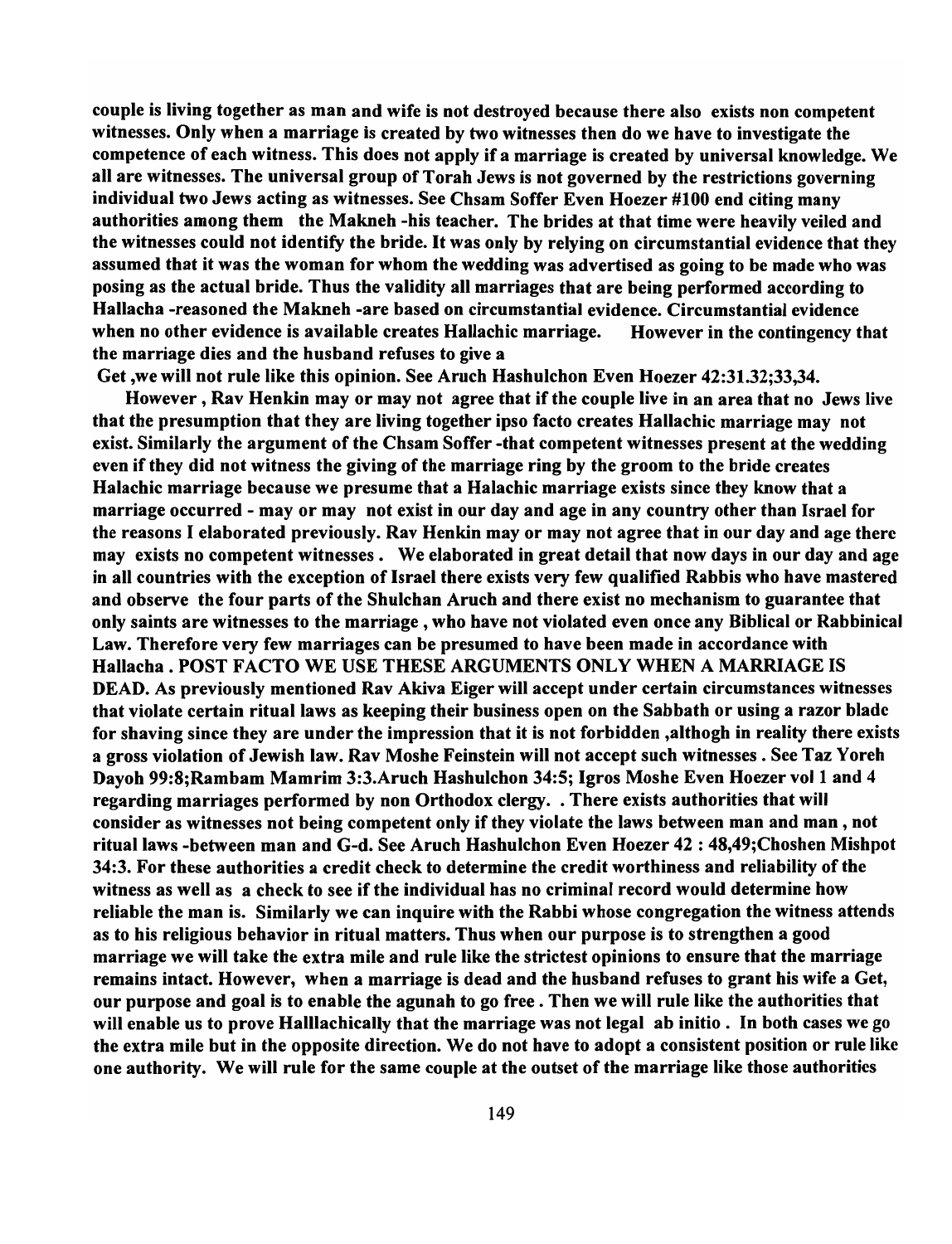**couple is living together as man and wife is not destroyed because there also exists non competent witnesses. Only when a marriage is created by two witnesses then do we have to investigate the competence of each witness. This does not apply if a marriage is created by universal knowledge. We all are witnesses. The universal group of Torah Jews is not governed by the restrictions governing individual two Jews acting as witnesses. See Chsam Soffer Even Hoezer #100 end citing many authorities among them the Makneh -his teacher. The brides at that time were heavily veiled and the witnesses could not identify the bride. It was only by relying on circumstantial evidence that they assumed that it was the woman for whom the wedding was advertised as going to be made who was posing as the actual bride. Thus the validity all marriages that are being performed according to Hallacha -reasoned the Makneh -are based on circumstantial evidence. Circumstantial evidence when no other evidence is available creates Hallachic marriage. However in the contingency that the marriage dies and the husband refuses to give a Get ,we will not rule like this opinion. See Aruch Hashulchon Even Hoezer 42:31.32;33,34.**

**However , Rav Henkin may or may not agree that if the couple live in an area that no Jews live that the presumption that they are living together ipso facto creates Hallachic marriage may not exist. Similarly the argument of the Chsam Soffer -that competent witnesses present at the wedding even if they did not witness the giving of the marriage ring by the groom to the bride creates Halachic marriage because we presume that a Halachic marriage exists since they know that a marriage occurred - may or may not exist in our day and age in any country other than Israel for the reasons I elaborated previously. Rav Henkin may or may not agree that in our day and age there may exists no competent witnesses . We elaborated in great detail that now days in our day and age in all countries with the exception of Israel there exists very few qualified Rabbis who have mastered and observe the four parts of the Shulchan Aruch and there exist no mechanism to guarantee that only saints are witnesses to the marriage , who have not violated even once any Biblical or Rabbinical Law. Therefore very few marriages can be presumed to have been made in accordance with Hallacha . POST FACTO WE USE THESE ARGUMENTS ONLY WHEN A MARRIAGE IS DEAD. As previously mentioned Rav Akiva Eiger will accept under certain circumstances witnesses that violate certain ritual laws as keeping their business open on the Sabbath or using a razor blade for shaving since they are under the impression that it is not forbidden ,althogh in reality there exists a gross violation of Jewish law. Rav Moshe Feinstein will not accept such witnesses . See Taz Yoreh Dayoh 99:8;Rambam Mamrim 3:3.Aruch Hashulchon 34:5; Igros Moshe Even Hoezer vol 1 and 4 regarding marriages performed by non Orthodox clergy. . There exists authorities that will consider as witnesses not being competent only if they violate the laws between man and man , not ritual laws -between man and G-d. See Aruch Hashulchon Even Hoezer 42 : 48,49;Choshen Mishpot 34:3. For these authorities a credit check to determine the credit worthiness and reliability of the witness as well as a check to see if the individual has no criminal record would determine how reliable the man is. Similarly we can inquire with the Rabbi whose congregation the witness attends as to his religious behavior in ritual matters. Thus when our purpose is to strengthen a good marriage we will take the extra mile and rule like the strictest opinions to ensure that the marriage remains intact. However, when a marriage is dead and the husband refuses to grant his wife a Get, our purpose and goal is to enable the agunah to go free . Then we will rule like the authorities that will enable us to prove Halllachically that the marriage was not legal ab initio . In both cases we go the extra mile but in the opposite direction. We do not have to adopt a consistent position or rule like one authority. We will rule for the same couple at the outset of the marriage like those authorities**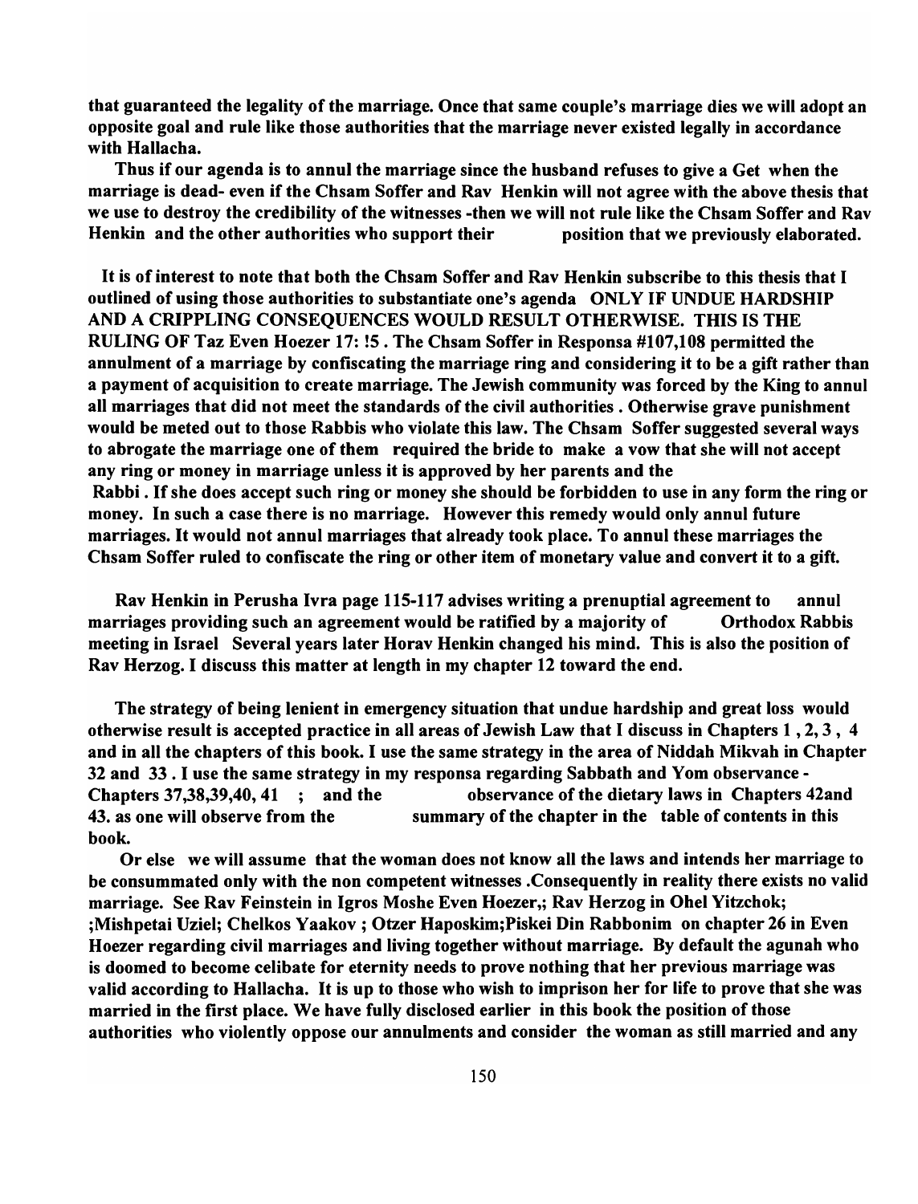**that guaranteed the legality of the marriage. Once that same couple's marriage dies we will adopt an opposite goal and rule like those authorities that the marriage never existed legally in accordance with Hallacha.**

**Thus if our agenda is to annul the marriage since the husband refuses to give a Get when the marriage is dead- even if the Chsam Soffer and Rav Henkin will not agree with the above thesis that we use to destroy the credibility of the witnesses -then we will not rule like the Chsam Soffer and Rav Henkin and the other authorities who support their position that we previously elaborated.**

**It is of interest to note that both the Chsam Soffer and Rav Henkin subscribe to this thesis that I outlined of using those authorities to substantiate one's agenda ONLY IF UNDUE HARDSHIP AND A CRIPPLING CONSEQUENCES WOULD RESULT OTHERWISE. THIS IS THE RULING OF Taz Even Hoezer 17: !5 . The Chsam Soffer in Responsa #107,108 permitted the annulment of a marriage by confiscating the marriage ring and considering it to be a gift rather than a payment of acquisition to create marriage. The Jewish community was forced by the King to annul all marriages that did not meet the standards of the civil authorities . Otherwise grave punishment would be meted out to those Rabbis who violate this law. The Chsam Soffer suggested several ways to abrogate the marriage one of them required the bride to make a vow that she will not accept any ring or money in marriage unless it is approved by her parents and the Rabbi . If she does accept such ring or money she should be forbidden to use in any form the ring or money. In such a case there is no marriage. However this remedy would only annul future marriages. It would not annul marriages that already took place. To annul these marriages the Chsam Soffer ruled to confiscate the ring or other item of monetary value and convert it to a gift.**

**Rav Henkin in Perusha Ivra page 115-117 advises writing a prenuptial agreement to annul marriages providing such an agreement would be ratified by a majority of Orthodox Rabbis meeting in Israel Several years later Horav Henkin changed his mind. This is also the position of Rav Herzog. I discuss this matter at length in my chapter 12 toward the end.**

**The strategy of being lenient in emergency situation that undue hardship and great loss would otherwise result is accepted practice in all areas of Jewish Law that I discuss in Chapters 1 , 2, 3 , 4 and in all the chapters of this book. I use the same strategy in the area of Niddah Mikvah in Chapter 32 and 33 . I use the same strategy in my responsa regarding Sabbath and Yom observance - Chapters 37,38,39,40, 41 ; and the observance of the dietary laws in Chapters 42and 43. as one will observe from the summary of the chapter in the table of contents in this book.**

**Or else we will assume that the woman does not know all the laws and intends her marriage to be consummated only with the non competent witnesses .Consequently in reality there exists no valid marriage. See Rav Feinstein in Igros Moshe Even Hoezer,; Rav Herzog in Ohel Yitzchok; ;Mishpetai Uziel; Chelkos Yaakov ; Otzer Haposkim;Piskei Din Rabbonim on chapter 26 in Even Hoezer regarding civil marriages and living together without marriage. By default the agunah who is doomed to become celibate for eternity needs to prove nothing that her previous marriage was valid according to Hallacha. It is up to those who wish to imprison her for life to prove that she was married in the first place. We have fully disclosed earlier in this book the position of those authorities who violently oppose our annulments and consider the woman as still married and any**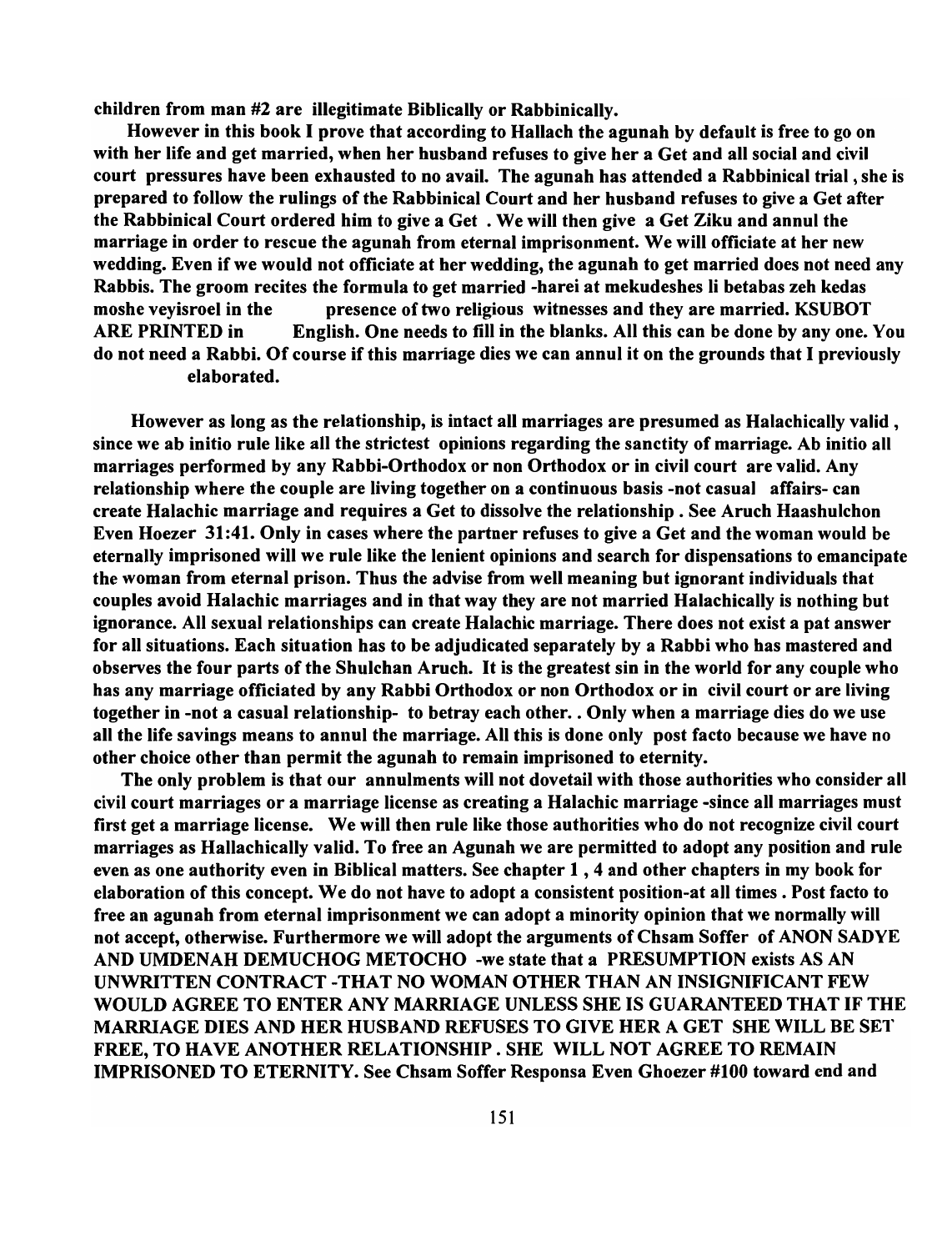**children from man #2 are illegitimate Biblically or Rabbinically.**

**However in this book I prove that according to Hallach the agunah by default is free to go on with her life and get married, when her husband refuses to give her a Get and all social and civil court pressures have been exhausted to no avail. The agunah has attended a Rabbinical trial, she is prepared to follow the rulings of the Rabbinical Court and her husband refuses to give a Get after the Rabbinical Court ordered him to give a Get . We will then give a Get Ziku and annul the marriage in order to rescue the agunah from eternal imprisonment. We will officiate at her new wedding. Even if we would not officiate at her wedding, the agunah to get married does not need any Rabbis. The groom recites the formula to get married -harei at mekudeshes li betabas zeh kedas moshe veyisroel in the presence of two religious witnesses and they are married. KSUBOT ARE PRINTED in English. One needs to fill in the blanks. All this can be done by any one. You do not need a Rabbi. Of course if this marriage dies we can annul it on the grounds that I previously elaborated.**

**However as long as the relationship, is intact all marriages are presumed as Halachically valid , since we ab initio rule like all the strictest opinions regarding the sanctity of marriage. Ab initio all marriages performed by any Rabbi-Orthodox or non Orthodox or in civil court are valid. Any relationship where the couple are living together on a continuous basis -not casual affairs- can create Halachic marriage and requires a Get to dissolve the relationship . See Aruch Haashulchon Even Hoezer 31:41. Only in cases where the partner refuses to give a Get and the woman would be eternally imprisoned will we rule like the lenient opinions and search for dispensations to emancipate the woman from eternal prison. Thus the advise from well meaning but ignorant individuals that couples avoid Halachic marriages and in that way they are not married Halachically is nothing but ignorance. All sexual relationships can create Halachic marriage. There does not exist a pat answer for all situations. Each situation has to be adjudicated separately by a Rabbi who has mastered and observes the four parts of the Shulchan Aruch. It is the greatest sin in the world for any couple who has any marriage officiated by any Rabbi Orthodox or non Orthodox or in civil court or are living together in -not a casual relationship- to betray each other. . Only when a marriage dies do we use all the life savings means to annul the marriage. All this is done only post facto because we have no other choice other than permit the agunah to remain imprisoned to eternity.**

**The only problem is that our annulments will not dovetail with those authorities who consider all civil court marriages or a marriage license as creating a Halachic marriage -since all marriages must first get a marriage license. We will then rule like those authorities who do not recognize civil court marriages as Hallachically valid. To free an Agunah we are permitted to adopt any position and rule even as one authority even in Biblical matters. See chapter 1 , 4 and other chapters in my book for elaboration of this concept. We do not have to adopt a consistent position-at all times . Post facto to free an agunah from eternal imprisonment we can adopt a minority opinion that we normally will not accept, otherwise. Furthermore we will adopt the arguments of Chsam Soffer of ANON SADYE AND UMDENAH DEMUCHOG METOCHO -we state that a PRESUMPTION exists AS AN UNWRITTEN CONTRACT -THAT NO WOMAN OTHER THAN AN INSIGNIFICANT FEW WOULD AGREE TO ENTER ANY MARRIAGE UNLESS SHE IS GUARANTEED THAT IF THE MARRIAGE DIES AND HER HUSBAND REFUSES TO GIVE HER A GET SHE WILL BE SET FREE, TO HAVE ANOTHER RELATIONSHIP . SHE WILL NOT AGREE TO REMAIN IMPRISONED TO ETERNITY. See Chsam Soffer Responsa Even Ghoezer #100 toward end and**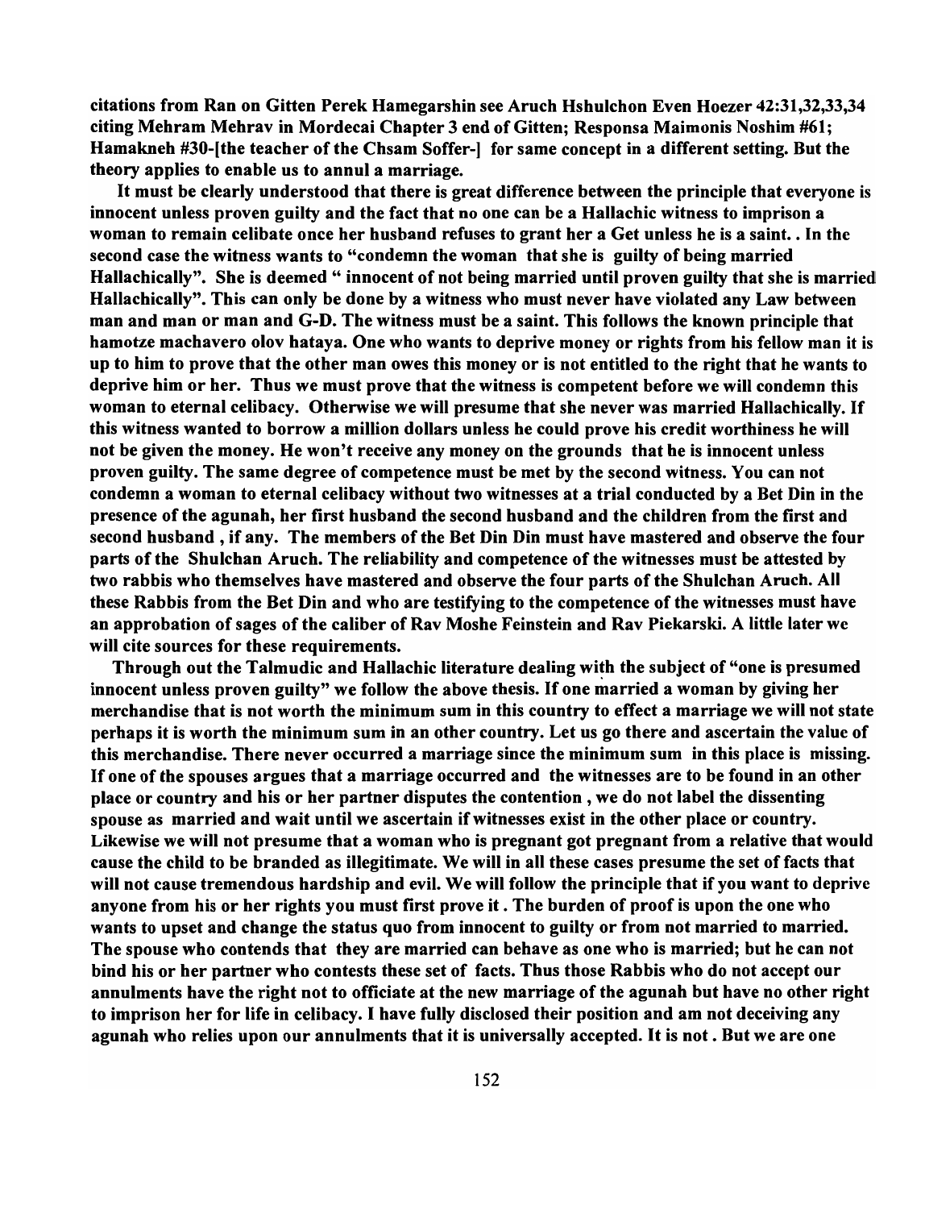**citations from Ran on Gitten Perek Hamegarshin see Aruch Hshulchon Even Hoezer 42:31,32,33,34 citing Mehram Mehrav in Mordecai Chapter 3 end of Gitten; Responsa Maimonis Noshim #61; Hamakneh #30-[the teacher of the Chsam Soffer-] for same concept in a different setting. But the theory applies to enable us to annul a marriage.**

**It must be clearly understood that there is great difference between the principle that everyone is innocent unless proven guilty and the fact that no one can be a Hallachic witness to imprison a woman to remain celibate once her husband refuses to grant her a Get unless he is a saint. . In the second case the witness wants to "condemn the woman that she is guilty of being married Hallachically". She is deemed " innocent of not being married until proven guilty that she is married Hallachically". This can only be done by a witness who must never have violated any Law between man and man or man and G-D. The witness must be a saint. This follows the known principle that hamotze machavero olov hataya. One who wants to deprive money or rights from his fellow man it is up to him to prove that the other man owes this money or is not entitled to the right that he wants to deprive him or her. Thus we must prove that the witness is competent before we will condemn this woman to eternal celibacy. Otherwise we will presume that she never was married Hallachically. If this witness wanted to borrow a million dollars unless he could prove his credit worthiness he will not be given the money. He won't receive any money on the grounds that he is innocent unless proven guilty. The same degree of competence must be met by the second witness. You can not condemn a woman to eternal celibacy without two witnesses at a trial conducted by a Bet Din in the presence of the agunah, her first husband the second husband and the children from the first and second husband , if any. The members of the Bet Din Din must have mastered and observe the four parts of the Shulchan Aruch. The reliability and competence of the witnesses must be attested by two rabbis who themselves have mastered and observe the four parts of the Shulchan Aruch. All these Rabbis from the Bet Din and who are testifying to the competence of the witnesses must have an approbation of sages of the caliber of Rav Moshe Feinstein and Rav Piekarski. A little later we will cite sources for these requirements.**

**Through out the Talmudic and Hallachic literature dealing with the subject of "one is presumed innocent unless proven guilty" we follow the above thesis. If one married a woman by giving her merchandise that is not worth the minimum sum in this country to effect a marriage we will not state perhaps it is worth the minimum sum in an other country. Let us go there and ascertain the value of this merchandise. There never occurred a marriage since the minimum sum in this place is missing. If one of the spouses argues that a marriage occurred and the witnesses are to be found in an other place or country and his or her partner disputes the contention , we do not label the dissenting spouse as married and wait until we ascertain if witnesses exist in the other place or country. Likewise we will not presume that a woman who is pregnant got pregnant from a relative that would cause the child to be branded as illegitimate. We will in all these cases presume the set of facts that will not cause tremendous hardship and evil. We will follow the principle that if you want to deprive anyone from his or her rights you must first prove it . The burden of proof is upon the one who wants to upset and change the status quo from innocent to guilty or from not married to married. The spouse who contends that they are married can behave as one who is married; but he can not bind his or her partner who contests these set of facts. Thus those Rabbis who do not accept our annulments have the right not to officiate at the new marriage of the agunah but have no other right to imprison her for life in celibacy. I have fully disclosed their position and am not deceiving any agunah who relies upon our annulments that it is universally accepted. It is not . But we are one**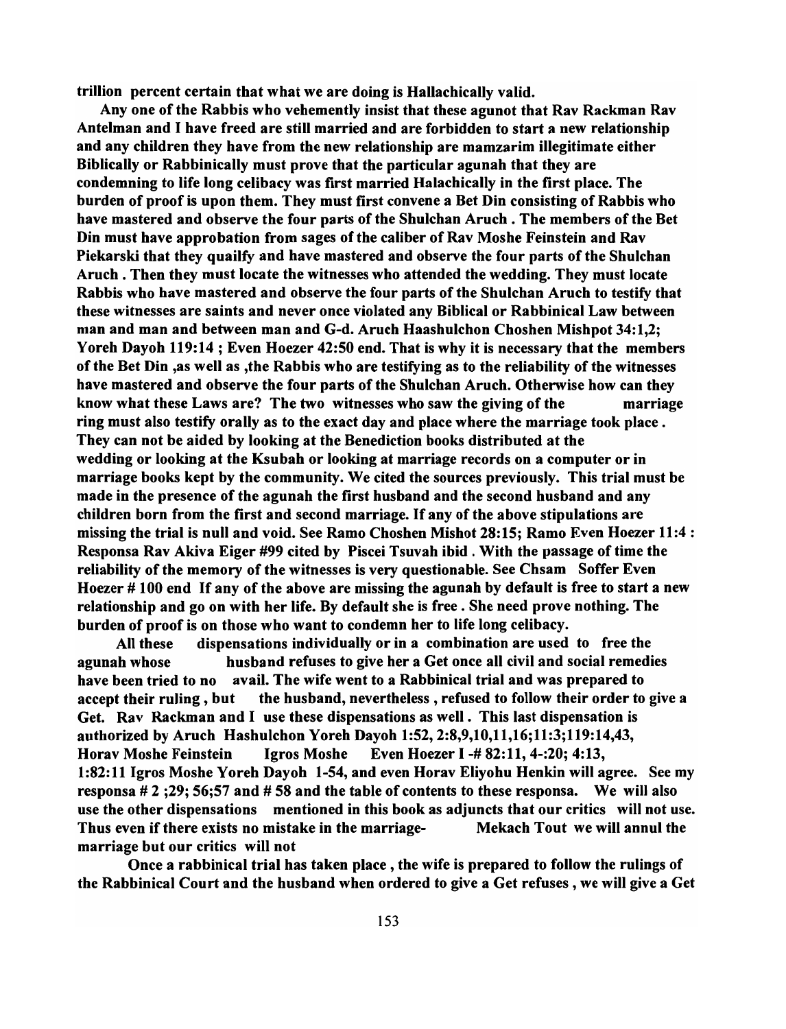**trillion percent certain that what we are doing is Hallachically valid.**

**Any one of the Rabbis who vehemently insist that these agunot that Rav Rackman Rav Antelman and I have freed are still married and are forbidden to start a new relationship and any children they have from the new relationship are mamzarim illegitimate either Biblically or Rabbinically must prove that the particular agunah that they are condemning to life long celibacy was first married Halachically in the first place. The burden of proof is upon them. They must first convene a Bet Din consisting of Rabbis who have mastered and observe the four parts of the Shulchan Aruch . The members of the Bet Din must have approbation from sages of the caliber of Rav Moshe Feinstein and Rav Piekarski that they quailfy and have mastered and observe the four parts of the Shulchan Aruch . Then they must locate the witnesses who attended the wedding. They must locate Rabbis who have mastered and observe the four parts of the Shulchan Aruch to testify that these witnesses are saints and never once violated any Biblical or Rabbinical Law between man and man and between man and G-d. Aruch Haashulchon Choshen Mishpot 34:1,2; Yoreh Dayoh 119:14 ; Even Hoezer 42:50 end. That is why it is necessary that the members of the Bet Din ,as well as ,the Rabbis who are testifying as to the reliability of the witnesses have mastered and observe the four parts of the Shulchan Aruch. Otherwise how can they know what these Laws are? The two witnesses who saw the giving of the marriage ring must also testify orally as to the exact day and place where the marriage took place . They can not be aided by looking at the Benediction books distributed at the wedding or looking at the Ksubah or looking at marriage records on a computer or in marriage books kept by the community. We cited the sources previously. This trial must be made in the presence of the agunah the first husband and the second husband and any children born from the first and second marriage. If any of the above stipulations are missing the trial is null and void. See Ramo Choshen Mishot 28:15; Ramo Even Hoezer 11:4 : Responsa Rav Akiva Eiger #99 cited by Piscei Tsuvah ibid . With the passage of time the reliability of the memory of the witnesses is very questionable. See Chsam Soffer Even Hoezer # 100 end If any of the above are missing the agunah by default is free to start a new relationship and go on with her life. By default she is free . She need prove nothing. The burden of proof is on those who want to condemn her to life long celibacy.**

**All these dispensations individually or in a combination are used to free the agunah whose husband refuses to give her a Get once all civil and social remedies have been tried to no avail. The wife went to a Rabbinical trial and was prepared to accept their ruling , but the husband, nevertheless , refused to follow their order to give a Get. Rav Rackman and I use these dispensations as well . This last dispensation is authorized by Aruch Hashulchon Yoreh Dayoh 1:52, 2:8,9,10,11,16;11:3;119:14,43, Horav Moshe Feinstein Igros Moshe Even Hoezer I -# 82:11, 4-:20; 4:13, 1:82:11 Igros Moshe Yoreh Dayoh 1-54, and even Horav Eliyohu Henkin will agree. See my responsa # 2 ;29; 56;57 and # 58 and the table of contents to these responsa. We will also use the other dispensations mentioned in this book as adjuncts that our critics will not use. Thus even if there exists no mistake in the marriage- Mekach Tout we will annul the marriage but our critics will not**

**Once a rabbinical trial has taken place , the wife is prepared to follow the rulings of the Rabbinical Court and the husband when ordered to give a Get refuses , we will give a Get**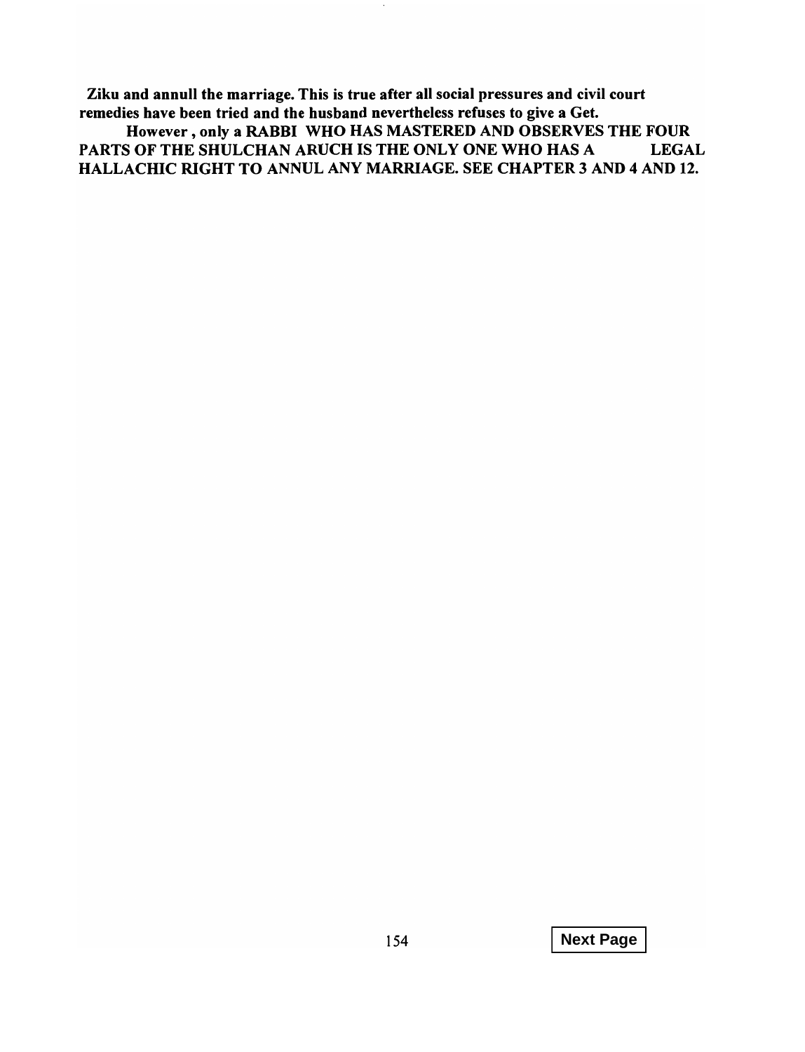**Ziku and annull the marriage. This is true after all social pressures and civil court remedies have been tried and the husband nevertheless refuses to give a Get.**

**However , only a RABBI WHO HAS MASTERED AND OBSERVES THE FOUR PARTS OF THE SHULCHAN ARUCH IS THE ONLY ONE WHO HAS A LEGAL HALLACHIC RIGHT TO ANNUL ANY MARRIAGE. SEE CHAPTER 3 AND 4 AND 12.**

Next Page